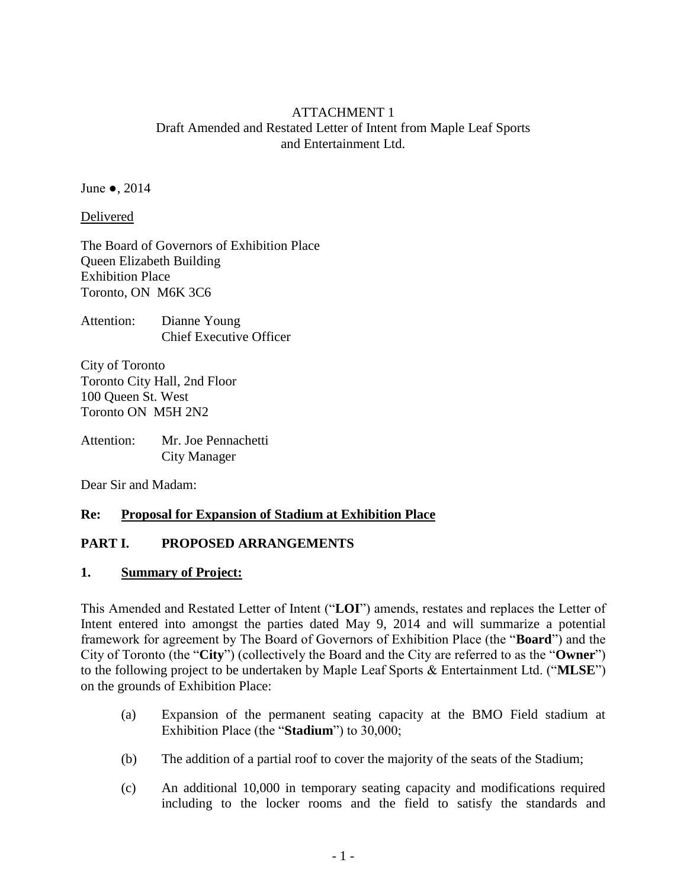ATTACHMENT 1
Draft Amended and Restated Letter of Intent from Maple Leaf Sports and Entertainment Ltd.

June ●, 2014

Delivered

The Board of Governors of Exhibition Place
Queen Elizabeth Building
Exhibition Place
Toronto, ON M6K 3C6

Attention: Dianne Young
Chief Executive Officer

City of Toronto
Toronto City Hall, 2nd Floor
100 Queen St. West
Toronto ON M5H 2N2

Attention: Mr. Joe Pennachetti
City Manager

Dear Sir and Madam:

**Re: Proposal for Expansion of Stadium at Exhibition Place**

## PART I. PROPOSED ARRANGEMENTS

### 1. Summary of Project:

This Amended and Restated Letter of Intent ("**LOI**") amends, restates and replaces the Letter of Intent entered into amongst the parties dated May 9, 2014 and will summarize a potential framework for agreement by The Board of Governors of Exhibition Place (the "**Board**") and the City of Toronto (the "**City**") (collectively the Board and the City are referred to as the "**Owner**") to the following project to be undertaken by Maple Leaf Sports & Entertainment Ltd. ("**MLSE**") on the grounds of Exhibition Place:

(a) Expansion of the permanent seating capacity at the BMO Field stadium at Exhibition Place (the "**Stadium**") to 30,000;

(b) The addition of a partial roof to cover the majority of the seats of the Stadium;

(c) An additional 10,000 in temporary seating capacity and modifications required including to the locker rooms and the field to satisfy the standards and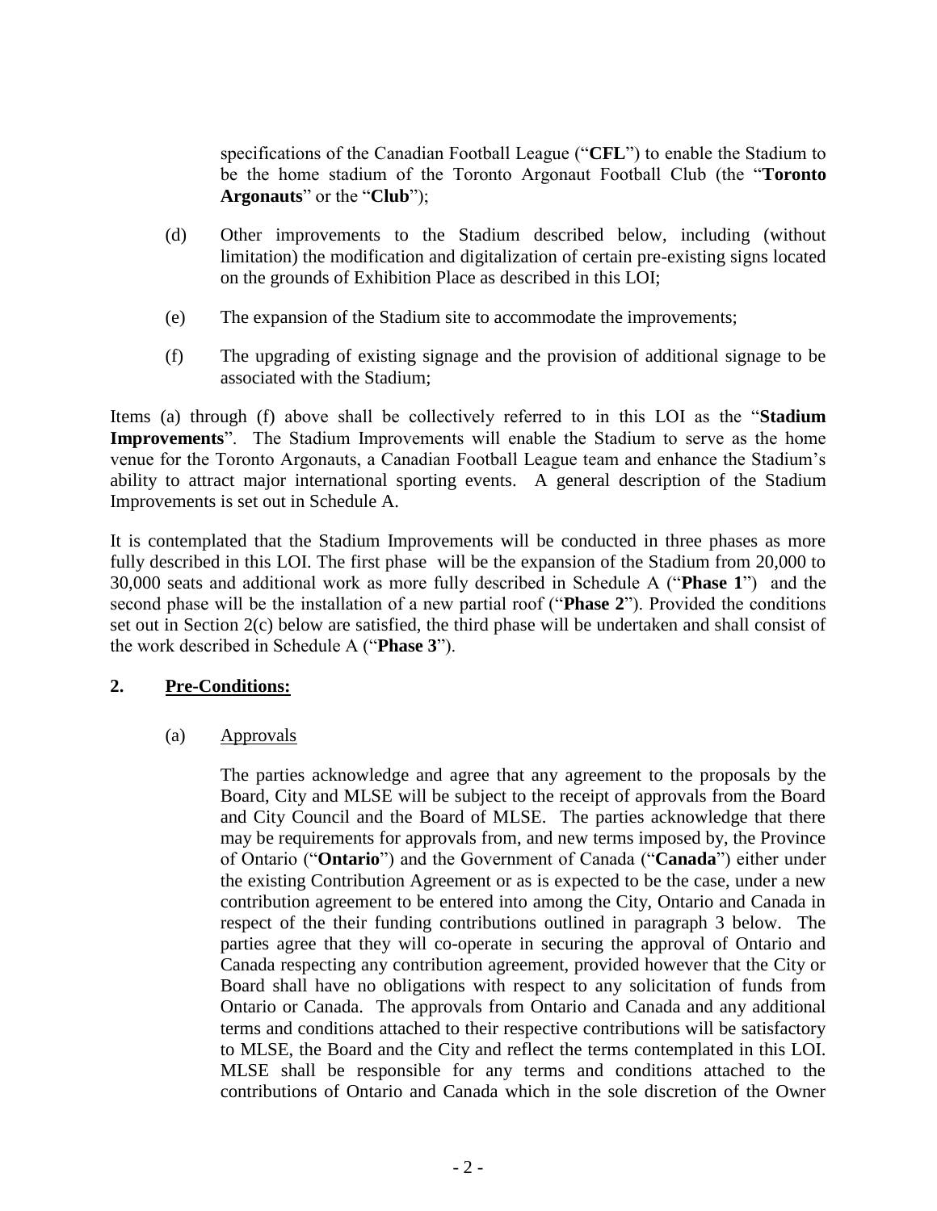specifications of the Canadian Football League ("**CFL**") to enable the Stadium to be the home stadium of the Toronto Argonaut Football Club (the "**Toronto Argonauts**" or the "**Club**");

(d) Other improvements to the Stadium described below, including (without limitation) the modification and digitalization of certain pre-existing signs located on the grounds of Exhibition Place as described in this LOI;

(e) The expansion of the Stadium site to accommodate the improvements;

(f) The upgrading of existing signage and the provision of additional signage to be associated with the Stadium;

Items (a) through (f) above shall be collectively referred to in this LOI as the "**Stadium Improvements**". The Stadium Improvements will enable the Stadium to serve as the home venue for the Toronto Argonauts, a Canadian Football League team and enhance the Stadium's ability to attract major international sporting events. A general description of the Stadium Improvements is set out in Schedule A.

It is contemplated that the Stadium Improvements will be conducted in three phases as more fully described in this LOI. The first phase will be the expansion of the Stadium from 20,000 to 30,000 seats and additional work as more fully described in Schedule A ("**Phase 1**") and the second phase will be the installation of a new partial roof ("**Phase 2**"). Provided the conditions set out in Section 2(c) below are satisfied, the third phase will be undertaken and shall consist of the work described in Schedule A ("**Phase 3**").

## 2. Pre-Conditions:

(a) Approvals

The parties acknowledge and agree that any agreement to the proposals by the Board, City and MLSE will be subject to the receipt of approvals from the Board and City Council and the Board of MLSE. The parties acknowledge that there may be requirements for approvals from, and new terms imposed by, the Province of Ontario ("**Ontario**") and the Government of Canada ("**Canada**") either under the existing Contribution Agreement or as is expected to be the case, under a new contribution agreement to be entered into among the City, Ontario and Canada in respect of the their funding contributions outlined in paragraph 3 below. The parties agree that they will co-operate in securing the approval of Ontario and Canada respecting any contribution agreement, provided however that the City or Board shall have no obligations with respect to any solicitation of funds from Ontario or Canada. The approvals from Ontario and Canada and any additional terms and conditions attached to their respective contributions will be satisfactory to MLSE, the Board and the City and reflect the terms contemplated in this LOI. MLSE shall be responsible for any terms and conditions attached to the contributions of Ontario and Canada which in the sole discretion of the Owner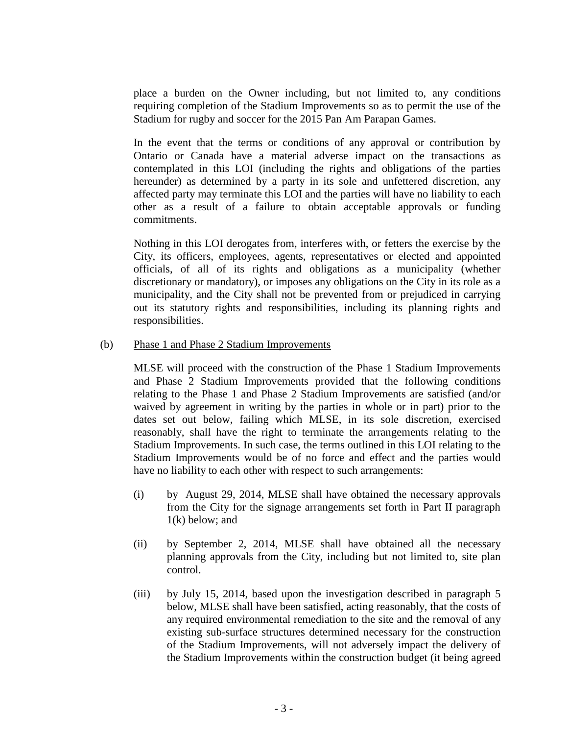place a burden on the Owner including, but not limited to, any conditions requiring completion of the Stadium Improvements so as to permit the use of the Stadium for rugby and soccer for the 2015 Pan Am Parapan Games.

In the event that the terms or conditions of any approval or contribution by Ontario or Canada have a material adverse impact on the transactions as contemplated in this LOI (including the rights and obligations of the parties hereunder) as determined by a party in its sole and unfettered discretion, any affected party may terminate this LOI and the parties will have no liability to each other as a result of a failure to obtain acceptable approvals or funding commitments.

Nothing in this LOI derogates from, interferes with, or fetters the exercise by the City, its officers, employees, agents, representatives or elected and appointed officials, of all of its rights and obligations as a municipality (whether discretionary or mandatory), or imposes any obligations on the City in its role as a municipality, and the City shall not be prevented from or prejudiced in carrying out its statutory rights and responsibilities, including its planning rights and responsibilities.

(b) Phase 1 and Phase 2 Stadium Improvements

MLSE will proceed with the construction of the Phase 1 Stadium Improvements and Phase 2 Stadium Improvements provided that the following conditions relating to the Phase 1 and Phase 2 Stadium Improvements are satisfied (and/or waived by agreement in writing by the parties in whole or in part) prior to the dates set out below, failing which MLSE, in its sole discretion, exercised reasonably, shall have the right to terminate the arrangements relating to the Stadium Improvements. In such case, the terms outlined in this LOI relating to the Stadium Improvements would be of no force and effect and the parties would have no liability to each other with respect to such arrangements:

(i) by August 29, 2014, MLSE shall have obtained the necessary approvals from the City for the signage arrangements set forth in Part II paragraph 1(k) below; and

(ii) by September 2, 2014, MLSE shall have obtained all the necessary planning approvals from the City, including but not limited to, site plan control.

(iii) by July 15, 2014, based upon the investigation described in paragraph 5 below, MLSE shall have been satisfied, acting reasonably, that the costs of any required environmental remediation to the site and the removal of any existing sub-surface structures determined necessary for the construction of the Stadium Improvements, will not adversely impact the delivery of the Stadium Improvements within the construction budget (it being agreed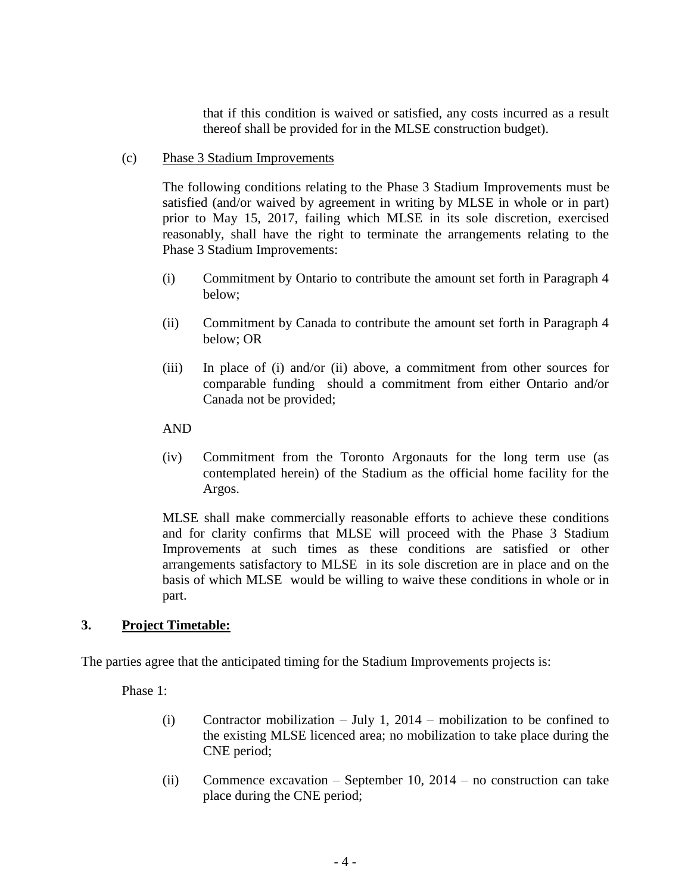that if this condition is waived or satisfied, any costs incurred as a result thereof shall be provided for in the MLSE construction budget).

(c) Phase 3 Stadium Improvements

The following conditions relating to the Phase 3 Stadium Improvements must be satisfied (and/or waived by agreement in writing by MLSE in whole or in part) prior to May 15, 2017, failing which MLSE in its sole discretion, exercised reasonably, shall have the right to terminate the arrangements relating to the Phase 3 Stadium Improvements:

(i) Commitment by Ontario to contribute the amount set forth in Paragraph 4 below;

(ii) Commitment by Canada to contribute the amount set forth in Paragraph 4 below; OR

(iii) In place of (i) and/or (ii) above, a commitment from other sources for comparable funding should a commitment from either Ontario and/or Canada not be provided;

AND

(iv) Commitment from the Toronto Argonauts for the long term use (as contemplated herein) of the Stadium as the official home facility for the Argos.

MLSE shall make commercially reasonable efforts to achieve these conditions and for clarity confirms that MLSE will proceed with the Phase 3 Stadium Improvements at such times as these conditions are satisfied or other arrangements satisfactory to MLSE in its sole discretion are in place and on the basis of which MLSE would be willing to waive these conditions in whole or in part.

## 3. Project Timetable:

The parties agree that the anticipated timing for the Stadium Improvements projects is:

Phase 1:

(i) Contractor mobilization – July 1, 2014 – mobilization to be confined to the existing MLSE licenced area; no mobilization to take place during the CNE period;

(ii) Commence excavation – September 10, 2014 – no construction can take place during the CNE period;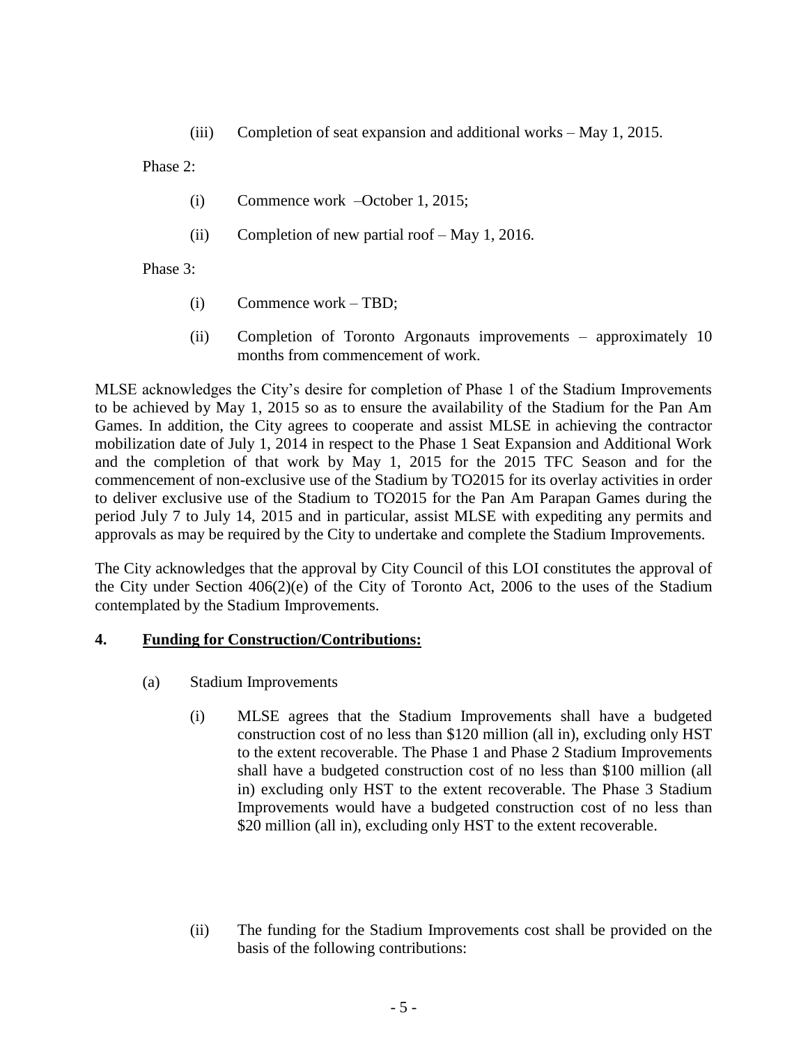(iii) Completion of seat expansion and additional works – May 1, 2015.

Phase 2:

(i) Commence work –October 1, 2015;

(ii) Completion of new partial roof – May 1, 2016.

Phase 3:

(i) Commence work – TBD;

(ii) Completion of Toronto Argonauts improvements – approximately 10 months from commencement of work.

MLSE acknowledges the City's desire for completion of Phase 1 of the Stadium Improvements to be achieved by May 1, 2015 so as to ensure the availability of the Stadium for the Pan Am Games. In addition, the City agrees to cooperate and assist MLSE in achieving the contractor mobilization date of July 1, 2014 in respect to the Phase 1 Seat Expansion and Additional Work and the completion of that work by May 1, 2015 for the 2015 TFC Season and for the commencement of non-exclusive use of the Stadium by TO2015 for its overlay activities in order to deliver exclusive use of the Stadium to TO2015 for the Pan Am Parapan Games during the period July 7 to July 14, 2015 and in particular, assist MLSE with expediting any permits and approvals as may be required by the City to undertake and complete the Stadium Improvements.

The City acknowledges that the approval by City Council of this LOI constitutes the approval of the City under Section 406(2)(e) of the City of Toronto Act, 2006 to the uses of the Stadium contemplated by the Stadium Improvements.

## 4. Funding for Construction/Contributions:

(a) Stadium Improvements

(i) MLSE agrees that the Stadium Improvements shall have a budgeted construction cost of no less than $120 million (all in), excluding only HST to the extent recoverable. The Phase 1 and Phase 2 Stadium Improvements shall have a budgeted construction cost of no less than $100 million (all in) excluding only HST to the extent recoverable. The Phase 3 Stadium Improvements would have a budgeted construction cost of no less than $20 million (all in), excluding only HST to the extent recoverable.

(ii) The funding for the Stadium Improvements cost shall be provided on the basis of the following contributions: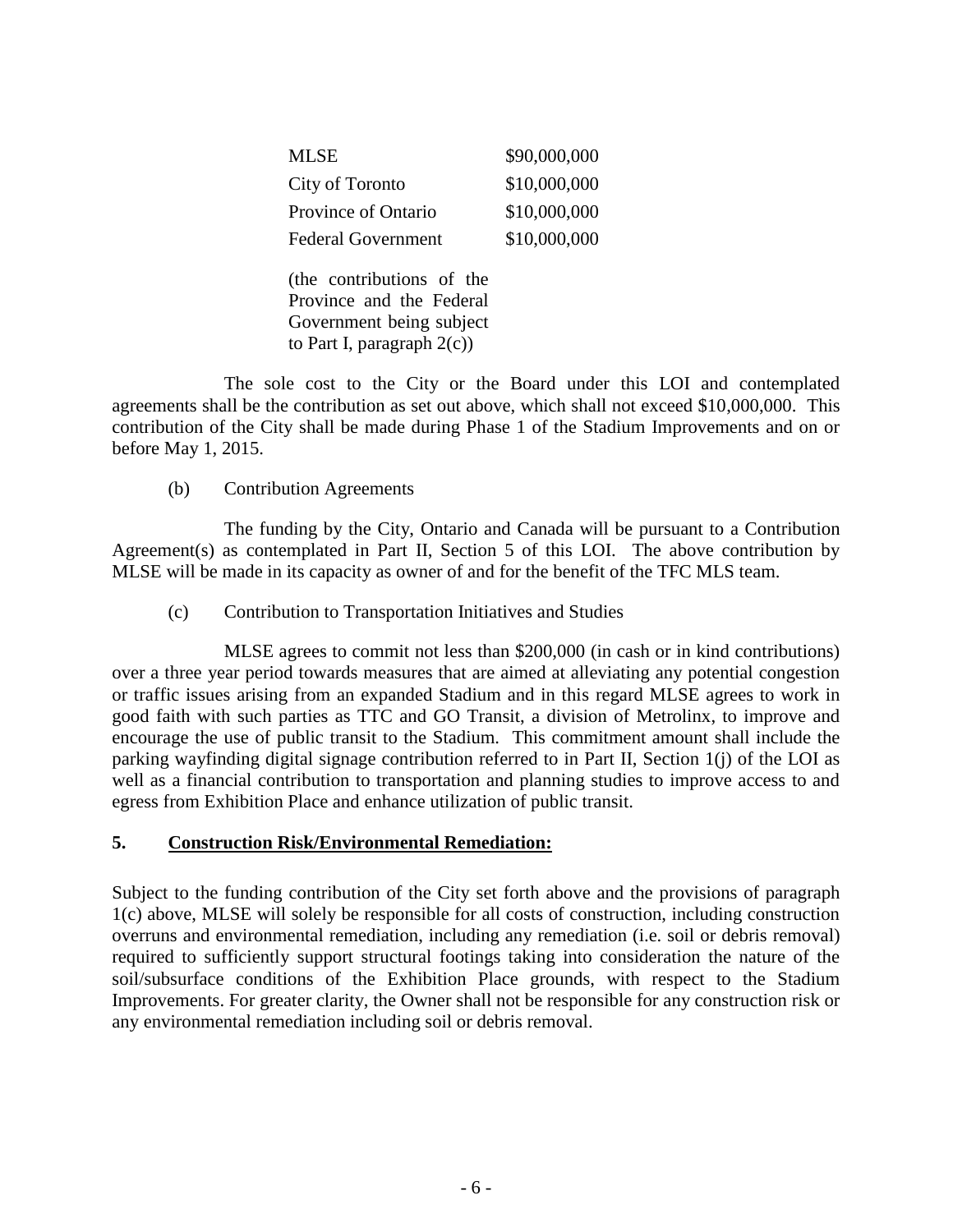| | |
|---|---|
| MLSE | \$90,000,000 |
| City of Toronto | \$10,000,000 |
| Province of Ontario | \$10,000,000 |
| Federal Government | \$10,000,000 |

(the contributions of the Province and the Federal Government being subject to Part I, paragraph 2(c))

The sole cost to the City or the Board under this LOI and contemplated agreements shall be the contribution as set out above, which shall not exceed \$10,000,000. This contribution of the City shall be made during Phase 1 of the Stadium Improvements and on or before May 1, 2015.

(b) Contribution Agreements

The funding by the City, Ontario and Canada will be pursuant to a Contribution Agreement(s) as contemplated in Part II, Section 5 of this LOI. The above contribution by MLSE will be made in its capacity as owner of and for the benefit of the TFC MLS team.

(c) Contribution to Transportation Initiatives and Studies

MLSE agrees to commit not less than \$200,000 (in cash or in kind contributions) over a three year period towards measures that are aimed at alleviating any potential congestion or traffic issues arising from an expanded Stadium and in this regard MLSE agrees to work in good faith with such parties as TTC and GO Transit, a division of Metrolinx, to improve and encourage the use of public transit to the Stadium. This commitment amount shall include the parking wayfinding digital signage contribution referred to in Part II, Section 1(j) of the LOI as well as a financial contribution to transportation and planning studies to improve access to and egress from Exhibition Place and enhance utilization of public transit.

**5. Construction Risk/Environmental Remediation:**

Subject to the funding contribution of the City set forth above and the provisions of paragraph 1(c) above, MLSE will solely be responsible for all costs of construction, including construction overruns and environmental remediation, including any remediation (i.e. soil or debris removal) required to sufficiently support structural footings taking into consideration the nature of the soil/subsurface conditions of the Exhibition Place grounds, with respect to the Stadium Improvements. For greater clarity, the Owner shall not be responsible for any construction risk or any environmental remediation including soil or debris removal.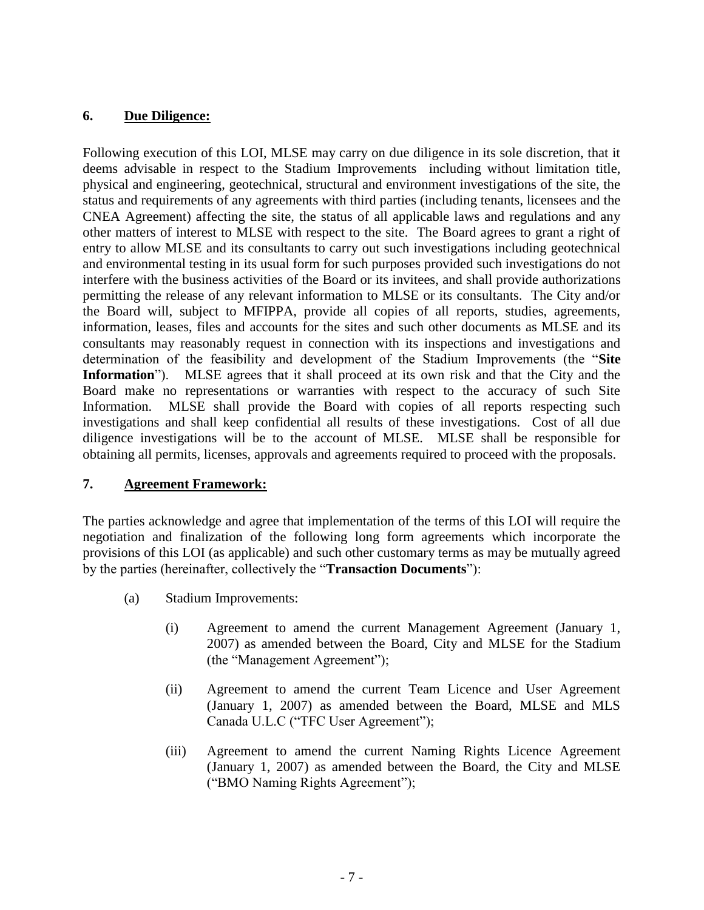### 6. **Due Diligence:**

Following execution of this LOI, MLSE may carry on due diligence in its sole discretion, that it deems advisable in respect to the Stadium Improvements including without limitation title, physical and engineering, geotechnical, structural and environment investigations of the site, the status and requirements of any agreements with third parties (including tenants, licensees and the CNEA Agreement) affecting the site, the status of all applicable laws and regulations and any other matters of interest to MLSE with respect to the site. The Board agrees to grant a right of entry to allow MLSE and its consultants to carry out such investigations including geotechnical and environmental testing in its usual form for such purposes provided such investigations do not interfere with the business activities of the Board or its invitees, and shall provide authorizations permitting the release of any relevant information to MLSE or its consultants. The City and/or the Board will, subject to MFIPPA, provide all copies of all reports, studies, agreements, information, leases, files and accounts for the sites and such other documents as MLSE and its consultants may reasonably request in connection with its inspections and investigations and determination of the feasibility and development of the Stadium Improvements (the "**Site Information**"). MLSE agrees that it shall proceed at its own risk and that the City and the Board make no representations or warranties with respect to the accuracy of such Site Information. MLSE shall provide the Board with copies of all reports respecting such investigations and shall keep confidential all results of these investigations. Cost of all due diligence investigations will be to the account of MLSE. MLSE shall be responsible for obtaining all permits, licenses, approvals and agreements required to proceed with the proposals.

### 7. **Agreement Framework:**

The parties acknowledge and agree that implementation of the terms of this LOI will require the negotiation and finalization of the following long form agreements which incorporate the provisions of this LOI (as applicable) and such other customary terms as may be mutually agreed by the parties (hereinafter, collectively the "**Transaction Documents**"):

(a) Stadium Improvements:

(i) Agreement to amend the current Management Agreement (January 1, 2007) as amended between the Board, City and MLSE for the Stadium (the "Management Agreement");

(ii) Agreement to amend the current Team Licence and User Agreement (January 1, 2007) as amended between the Board, MLSE and MLS Canada U.L.C ("TFC User Agreement");

(iii) Agreement to amend the current Naming Rights Licence Agreement (January 1, 2007) as amended between the Board, the City and MLSE ("BMO Naming Rights Agreement");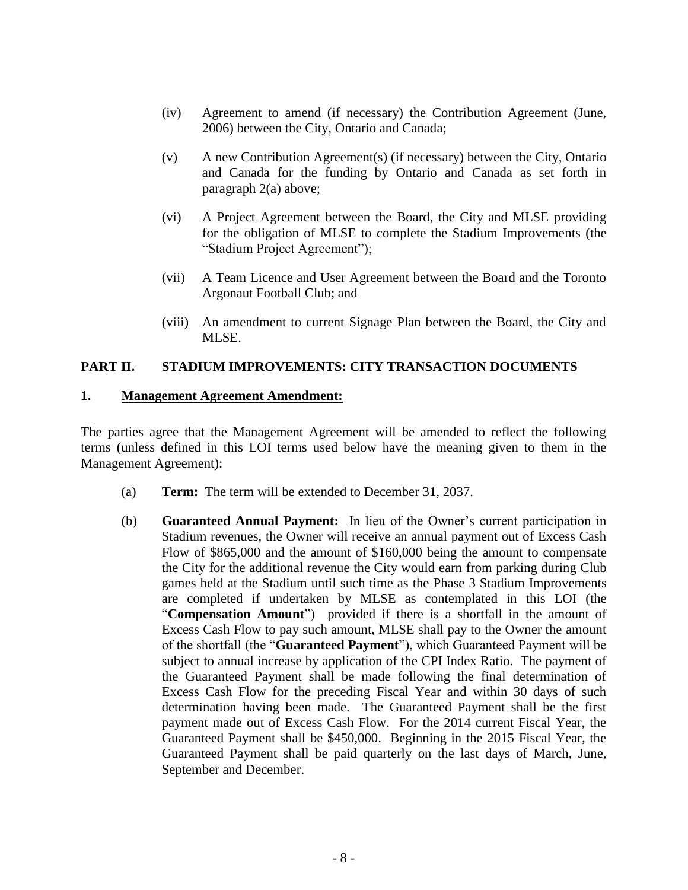(iv) Agreement to amend (if necessary) the Contribution Agreement (June, 2006) between the City, Ontario and Canada;

(v) A new Contribution Agreement(s) (if necessary) between the City, Ontario and Canada for the funding by Ontario and Canada as set forth in paragraph 2(a) above;

(vi) A Project Agreement between the Board, the City and MLSE providing for the obligation of MLSE to complete the Stadium Improvements (the "Stadium Project Agreement");

(vii) A Team Licence and User Agreement between the Board and the Toronto Argonaut Football Club; and

(viii) An amendment to current Signage Plan between the Board, the City and MLSE.

## PART II. STADIUM IMPROVEMENTS: CITY TRANSACTION DOCUMENTS

### 1. Management Agreement Amendment:

The parties agree that the Management Agreement will be amended to reflect the following terms (unless defined in this LOI terms used below have the meaning given to them in the Management Agreement):

(a) **Term:** The term will be extended to December 31, 2037.

(b) **Guaranteed Annual Payment:** In lieu of the Owner's current participation in Stadium revenues, the Owner will receive an annual payment out of Excess Cash Flow of $865,000 and the amount of $160,000 being the amount to compensate the City for the additional revenue the City would earn from parking during Club games held at the Stadium until such time as the Phase 3 Stadium Improvements are completed if undertaken by MLSE as contemplated in this LOI (the "**Compensation Amount**") provided if there is a shortfall in the amount of Excess Cash Flow to pay such amount, MLSE shall pay to the Owner the amount of the shortfall (the "**Guaranteed Payment**"), which Guaranteed Payment will be subject to annual increase by application of the CPI Index Ratio. The payment of the Guaranteed Payment shall be made following the final determination of Excess Cash Flow for the preceding Fiscal Year and within 30 days of such determination having been made. The Guaranteed Payment shall be the first payment made out of Excess Cash Flow. For the 2014 current Fiscal Year, the Guaranteed Payment shall be $450,000. Beginning in the 2015 Fiscal Year, the Guaranteed Payment shall be paid quarterly on the last days of March, June, September and December.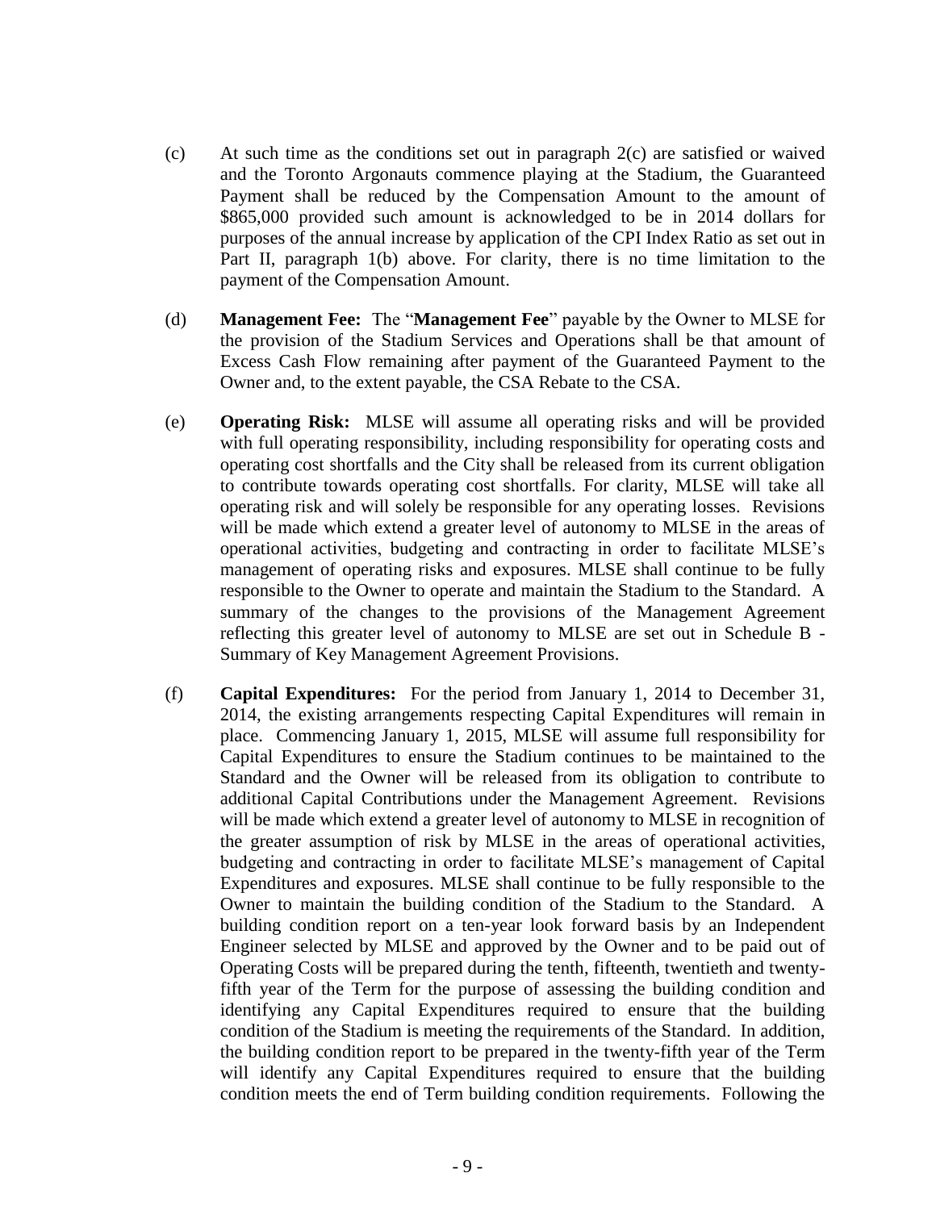(c) At such time as the conditions set out in paragraph 2(c) are satisfied or waived and the Toronto Argonauts commence playing at the Stadium, the Guaranteed Payment shall be reduced by the Compensation Amount to the amount of $865,000 provided such amount is acknowledged to be in 2014 dollars for purposes of the annual increase by application of the CPI Index Ratio as set out in Part II, paragraph 1(b) above. For clarity, there is no time limitation to the payment of the Compensation Amount.

(d) **Management Fee:** The "**Management Fee**" payable by the Owner to MLSE for the provision of the Stadium Services and Operations shall be that amount of Excess Cash Flow remaining after payment of the Guaranteed Payment to the Owner and, to the extent payable, the CSA Rebate to the CSA.

(e) **Operating Risk:** MLSE will assume all operating risks and will be provided with full operating responsibility, including responsibility for operating costs and operating cost shortfalls and the City shall be released from its current obligation to contribute towards operating cost shortfalls. For clarity, MLSE will take all operating risk and will solely be responsible for any operating losses. Revisions will be made which extend a greater level of autonomy to MLSE in the areas of operational activities, budgeting and contracting in order to facilitate MLSE's management of operating risks and exposures. MLSE shall continue to be fully responsible to the Owner to operate and maintain the Stadium to the Standard. A summary of the changes to the provisions of the Management Agreement reflecting this greater level of autonomy to MLSE are set out in Schedule B - Summary of Key Management Agreement Provisions.

(f) **Capital Expenditures:** For the period from January 1, 2014 to December 31, 2014, the existing arrangements respecting Capital Expenditures will remain in place. Commencing January 1, 2015, MLSE will assume full responsibility for Capital Expenditures to ensure the Stadium continues to be maintained to the Standard and the Owner will be released from its obligation to contribute to additional Capital Contributions under the Management Agreement. Revisions will be made which extend a greater level of autonomy to MLSE in recognition of the greater assumption of risk by MLSE in the areas of operational activities, budgeting and contracting in order to facilitate MLSE's management of Capital Expenditures and exposures. MLSE shall continue to be fully responsible to the Owner to maintain the building condition of the Stadium to the Standard. A building condition report on a ten-year look forward basis by an Independent Engineer selected by MLSE and approved by the Owner and to be paid out of Operating Costs will be prepared during the tenth, fifteenth, twentieth and twenty-fifth year of the Term for the purpose of assessing the building condition and identifying any Capital Expenditures required to ensure that the building condition of the Stadium is meeting the requirements of the Standard. In addition, the building condition report to be prepared in the twenty-fifth year of the Term will identify any Capital Expenditures required to ensure that the building condition meets the end of Term building condition requirements. Following the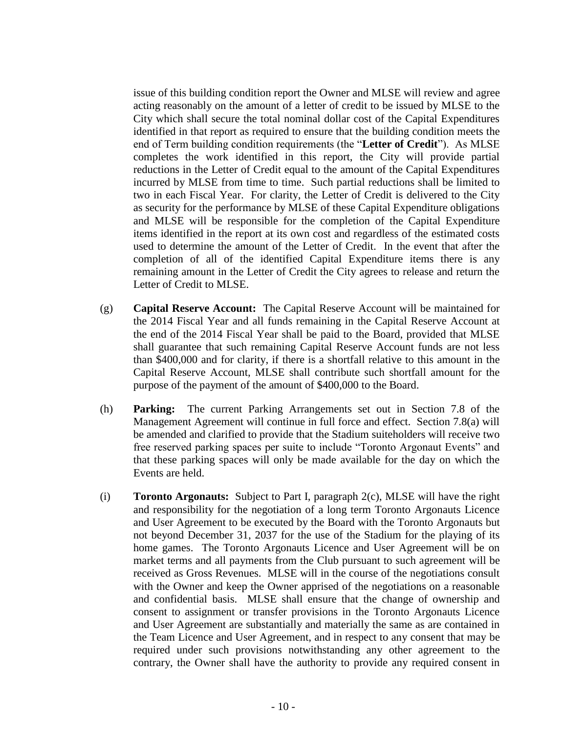issue of this building condition report the Owner and MLSE will review and agree acting reasonably on the amount of a letter of credit to be issued by MLSE to the City which shall secure the total nominal dollar cost of the Capital Expenditures identified in that report as required to ensure that the building condition meets the end of Term building condition requirements (the "**Letter of Credit**"). As MLSE completes the work identified in this report, the City will provide partial reductions in the Letter of Credit equal to the amount of the Capital Expenditures incurred by MLSE from time to time. Such partial reductions shall be limited to two in each Fiscal Year. For clarity, the Letter of Credit is delivered to the City as security for the performance by MLSE of these Capital Expenditure obligations and MLSE will be responsible for the completion of the Capital Expenditure items identified in the report at its own cost and regardless of the estimated costs used to determine the amount of the Letter of Credit. In the event that after the completion of all of the identified Capital Expenditure items there is any remaining amount in the Letter of Credit the City agrees to release and return the Letter of Credit to MLSE.

(g) **Capital Reserve Account:** The Capital Reserve Account will be maintained for the 2014 Fiscal Year and all funds remaining in the Capital Reserve Account at the end of the 2014 Fiscal Year shall be paid to the Board, provided that MLSE shall guarantee that such remaining Capital Reserve Account funds are not less than $400,000 and for clarity, if there is a shortfall relative to this amount in the Capital Reserve Account, MLSE shall contribute such shortfall amount for the purpose of the payment of the amount of $400,000 to the Board.

(h) **Parking:** The current Parking Arrangements set out in Section 7.8 of the Management Agreement will continue in full force and effect. Section 7.8(a) will be amended and clarified to provide that the Stadium suiteholders will receive two free reserved parking spaces per suite to include "Toronto Argonaut Events" and that these parking spaces will only be made available for the day on which the Events are held.

(i) **Toronto Argonauts:** Subject to Part I, paragraph 2(c), MLSE will have the right and responsibility for the negotiation of a long term Toronto Argonauts Licence and User Agreement to be executed by the Board with the Toronto Argonauts but not beyond December 31, 2037 for the use of the Stadium for the playing of its home games. The Toronto Argonauts Licence and User Agreement will be on market terms and all payments from the Club pursuant to such agreement will be received as Gross Revenues. MLSE will in the course of the negotiations consult with the Owner and keep the Owner apprised of the negotiations on a reasonable and confidential basis. MLSE shall ensure that the change of ownership and consent to assignment or transfer provisions in the Toronto Argonauts Licence and User Agreement are substantially and materially the same as are contained in the Team Licence and User Agreement, and in respect to any consent that may be required under such provisions notwithstanding any other agreement to the contrary, the Owner shall have the authority to provide any required consent in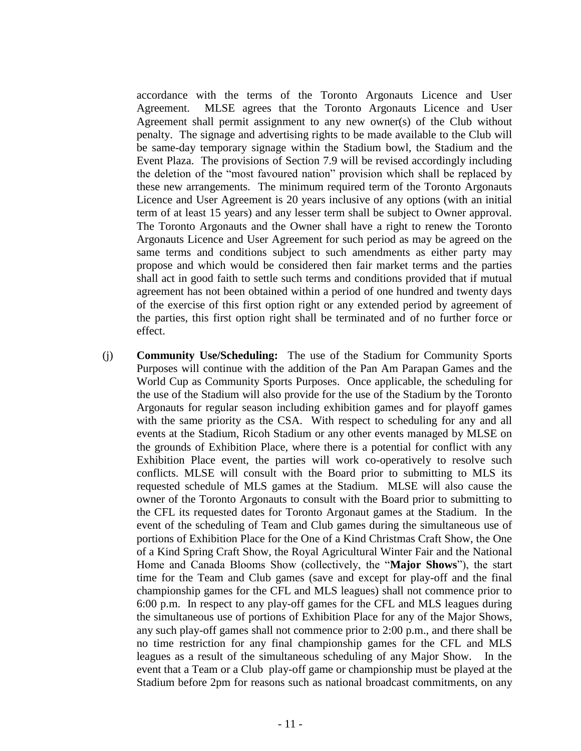accordance with the terms of the Toronto Argonauts Licence and User Agreement. MLSE agrees that the Toronto Argonauts Licence and User Agreement shall permit assignment to any new owner(s) of the Club without penalty. The signage and advertising rights to be made available to the Club will be same-day temporary signage within the Stadium bowl, the Stadium and the Event Plaza. The provisions of Section 7.9 will be revised accordingly including the deletion of the "most favoured nation" provision which shall be replaced by these new arrangements. The minimum required term of the Toronto Argonauts Licence and User Agreement is 20 years inclusive of any options (with an initial term of at least 15 years) and any lesser term shall be subject to Owner approval. The Toronto Argonauts and the Owner shall have a right to renew the Toronto Argonauts Licence and User Agreement for such period as may be agreed on the same terms and conditions subject to such amendments as either party may propose and which would be considered then fair market terms and the parties shall act in good faith to settle such terms and conditions provided that if mutual agreement has not been obtained within a period of one hundred and twenty days of the exercise of this first option right or any extended period by agreement of the parties, this first option right shall be terminated and of no further force or effect.

(j) **Community Use/Scheduling:** The use of the Stadium for Community Sports Purposes will continue with the addition of the Pan Am Parapan Games and the World Cup as Community Sports Purposes. Once applicable, the scheduling for the use of the Stadium will also provide for the use of the Stadium by the Toronto Argonauts for regular season including exhibition games and for playoff games with the same priority as the CSA. With respect to scheduling for any and all events at the Stadium, Ricoh Stadium or any other events managed by MLSE on the grounds of Exhibition Place, where there is a potential for conflict with any Exhibition Place event, the parties will work co-operatively to resolve such conflicts. MLSE will consult with the Board prior to submitting to MLS its requested schedule of MLS games at the Stadium. MLSE will also cause the owner of the Toronto Argonauts to consult with the Board prior to submitting to the CFL its requested dates for Toronto Argonaut games at the Stadium. In the event of the scheduling of Team and Club games during the simultaneous use of portions of Exhibition Place for the One of a Kind Christmas Craft Show, the One of a Kind Spring Craft Show, the Royal Agricultural Winter Fair and the National Home and Canada Blooms Show (collectively, the "**Major Shows**"), the start time for the Team and Club games (save and except for play-off and the final championship games for the CFL and MLS leagues) shall not commence prior to 6:00 p.m. In respect to any play-off games for the CFL and MLS leagues during the simultaneous use of portions of Exhibition Place for any of the Major Shows, any such play-off games shall not commence prior to 2:00 p.m., and there shall be no time restriction for any final championship games for the CFL and MLS leagues as a result of the simultaneous scheduling of any Major Show. In the event that a Team or a Club play-off game or championship must be played at the Stadium before 2pm for reasons such as national broadcast commitments, on any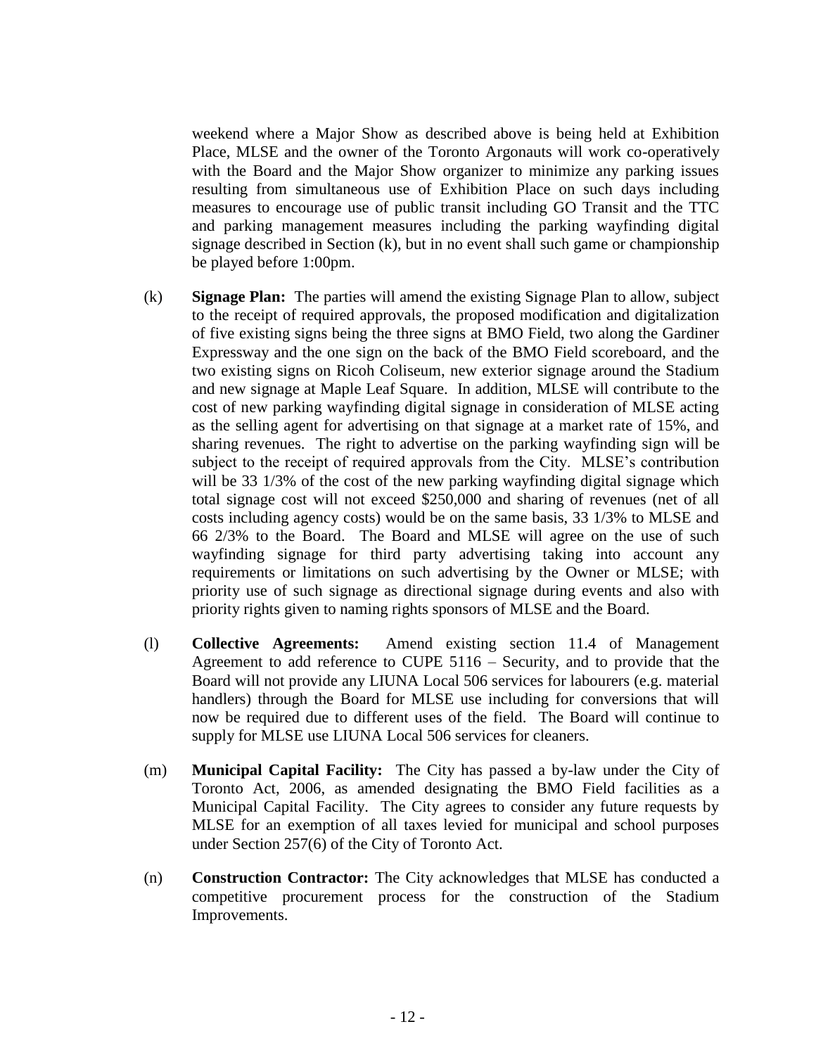weekend where a Major Show as described above is being held at Exhibition Place, MLSE and the owner of the Toronto Argonauts will work co-operatively with the Board and the Major Show organizer to minimize any parking issues resulting from simultaneous use of Exhibition Place on such days including measures to encourage use of public transit including GO Transit and the TTC and parking management measures including the parking wayfinding digital signage described in Section (k), but in no event shall such game or championship be played before 1:00pm.

(k) **Signage Plan:** The parties will amend the existing Signage Plan to allow, subject to the receipt of required approvals, the proposed modification and digitalization of five existing signs being the three signs at BMO Field, two along the Gardiner Expressway and the one sign on the back of the BMO Field scoreboard, and the two existing signs on Ricoh Coliseum, new exterior signage around the Stadium and new signage at Maple Leaf Square. In addition, MLSE will contribute to the cost of new parking wayfinding digital signage in consideration of MLSE acting as the selling agent for advertising on that signage at a market rate of 15%, and sharing revenues. The right to advertise on the parking wayfinding sign will be subject to the receipt of required approvals from the City. MLSE's contribution will be 33 1/3% of the cost of the new parking wayfinding digital signage which total signage cost will not exceed $250,000 and sharing of revenues (net of all costs including agency costs) would be on the same basis, 33 1/3% to MLSE and 66 2/3% to the Board. The Board and MLSE will agree on the use of such wayfinding signage for third party advertising taking into account any requirements or limitations on such advertising by the Owner or MLSE; with priority use of such signage as directional signage during events and also with priority rights given to naming rights sponsors of MLSE and the Board.

(l) **Collective Agreements:** Amend existing section 11.4 of Management Agreement to add reference to CUPE 5116 – Security, and to provide that the Board will not provide any LIUNA Local 506 services for labourers (e.g. material handlers) through the Board for MLSE use including for conversions that will now be required due to different uses of the field. The Board will continue to supply for MLSE use LIUNA Local 506 services for cleaners.

(m) **Municipal Capital Facility:** The City has passed a by-law under the City of Toronto Act, 2006, as amended designating the BMO Field facilities as a Municipal Capital Facility. The City agrees to consider any future requests by MLSE for an exemption of all taxes levied for municipal and school purposes under Section 257(6) of the City of Toronto Act.

(n) **Construction Contractor:** The City acknowledges that MLSE has conducted a competitive procurement process for the construction of the Stadium Improvements.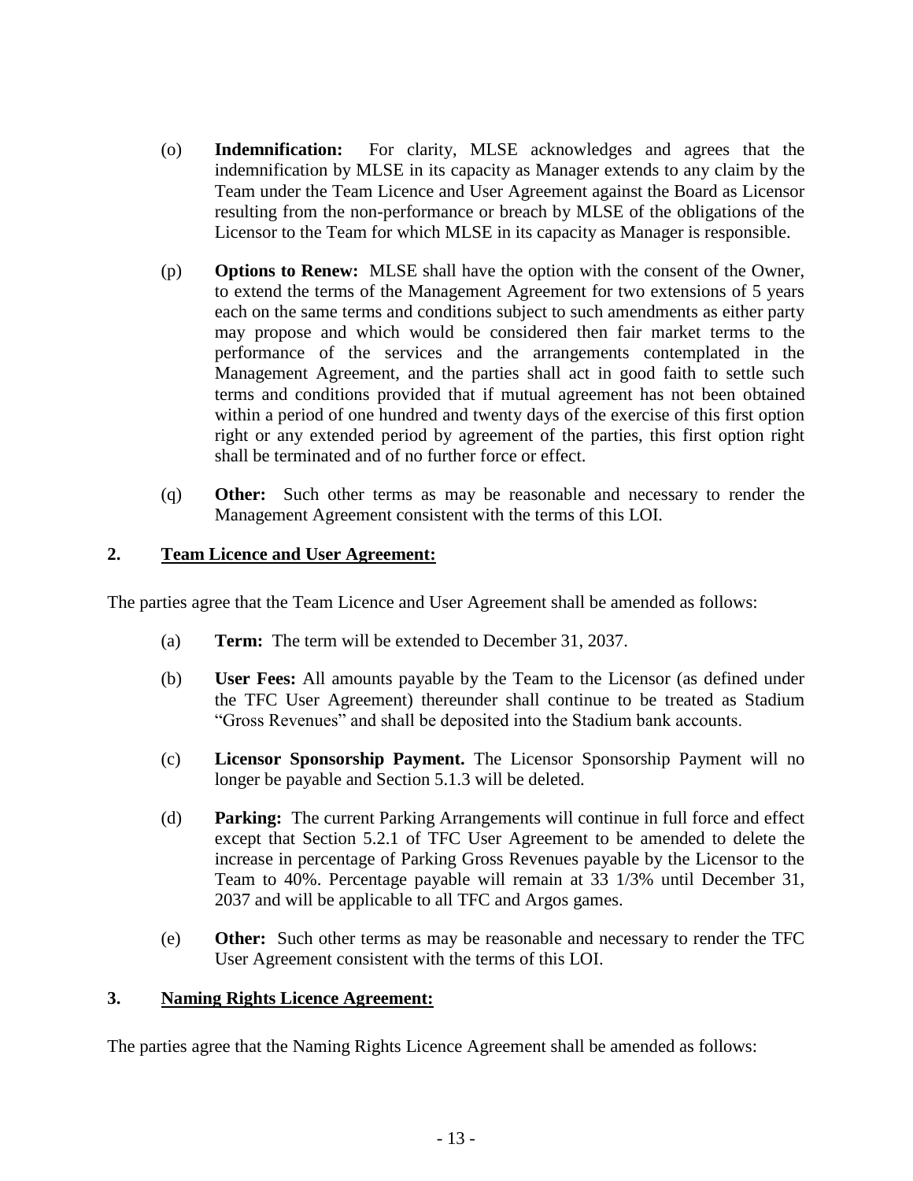(o) **Indemnification:** For clarity, MLSE acknowledges and agrees that the indemnification by MLSE in its capacity as Manager extends to any claim by the Team under the Team Licence and User Agreement against the Board as Licensor resulting from the non-performance or breach by MLSE of the obligations of the Licensor to the Team for which MLSE in its capacity as Manager is responsible.

(p) **Options to Renew:** MLSE shall have the option with the consent of the Owner, to extend the terms of the Management Agreement for two extensions of 5 years each on the same terms and conditions subject to such amendments as either party may propose and which would be considered then fair market terms to the performance of the services and the arrangements contemplated in the Management Agreement, and the parties shall act in good faith to settle such terms and conditions provided that if mutual agreement has not been obtained within a period of one hundred and twenty days of the exercise of this first option right or any extended period by agreement of the parties, this first option right shall be terminated and of no further force or effect.

(q) **Other:** Such other terms as may be reasonable and necessary to render the Management Agreement consistent with the terms of this LOI.

## 2. Team Licence and User Agreement:

The parties agree that the Team Licence and User Agreement shall be amended as follows:

(a) **Term:** The term will be extended to December 31, 2037.

(b) **User Fees:** All amounts payable by the Team to the Licensor (as defined under the TFC User Agreement) thereunder shall continue to be treated as Stadium "Gross Revenues" and shall be deposited into the Stadium bank accounts.

(c) **Licensor Sponsorship Payment.** The Licensor Sponsorship Payment will no longer be payable and Section 5.1.3 will be deleted.

(d) **Parking:** The current Parking Arrangements will continue in full force and effect except that Section 5.2.1 of TFC User Agreement to be amended to delete the increase in percentage of Parking Gross Revenues payable by the Licensor to the Team to 40%. Percentage payable will remain at 33 1/3% until December 31, 2037 and will be applicable to all TFC and Argos games.

(e) **Other:** Such other terms as may be reasonable and necessary to render the TFC User Agreement consistent with the terms of this LOI.

## 3. Naming Rights Licence Agreement:

The parties agree that the Naming Rights Licence Agreement shall be amended as follows: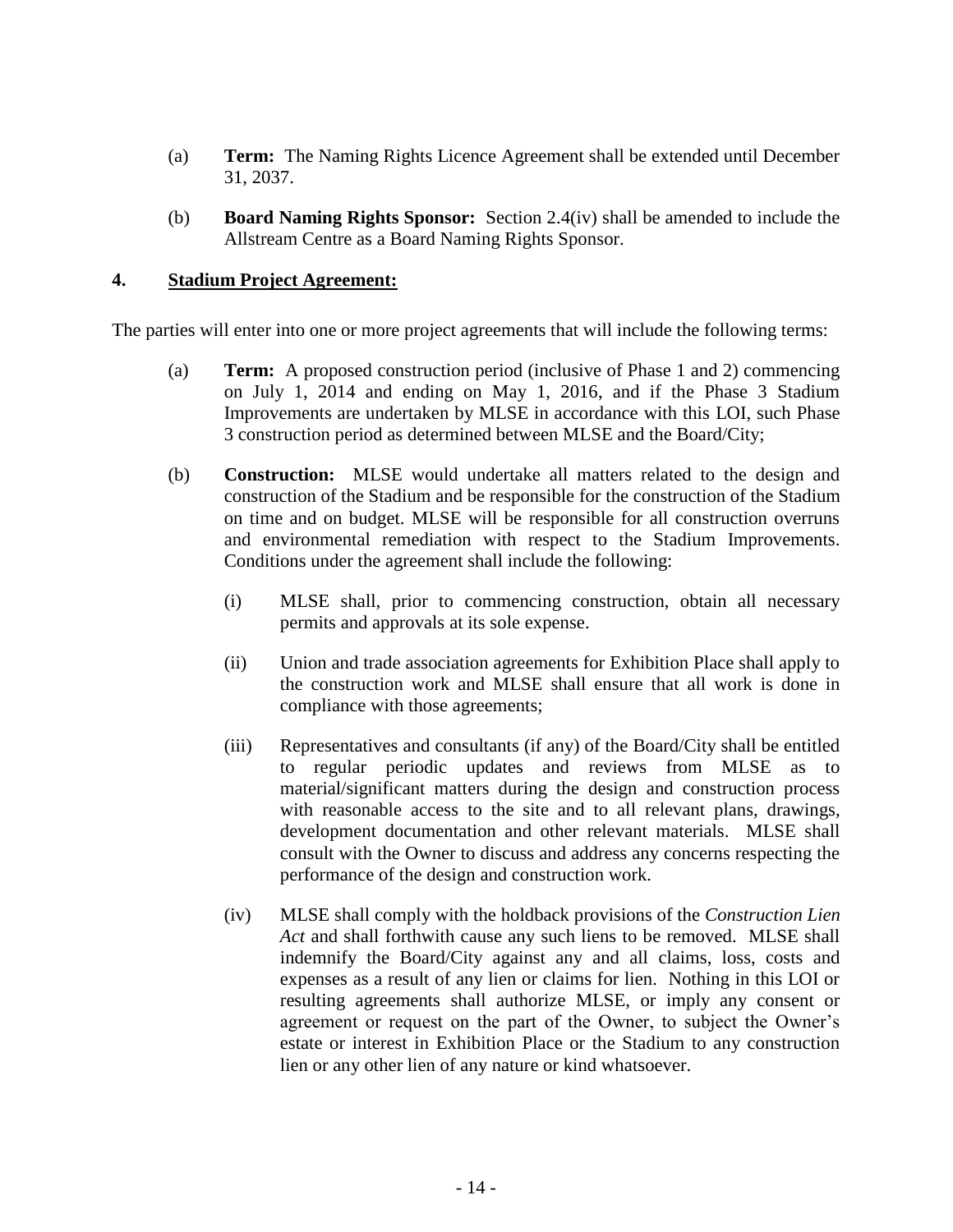(a) **Term:** The Naming Rights Licence Agreement shall be extended until December 31, 2037.

(b) **Board Naming Rights Sponsor:** Section 2.4(iv) shall be amended to include the Allstream Centre as a Board Naming Rights Sponsor.

## 4. Stadium Project Agreement:

The parties will enter into one or more project agreements that will include the following terms:

(a) **Term:** A proposed construction period (inclusive of Phase 1 and 2) commencing on July 1, 2014 and ending on May 1, 2016, and if the Phase 3 Stadium Improvements are undertaken by MLSE in accordance with this LOI, such Phase 3 construction period as determined between MLSE and the Board/City;

(b) **Construction:** MLSE would undertake all matters related to the design and construction of the Stadium and be responsible for the construction of the Stadium on time and on budget. MLSE will be responsible for all construction overruns and environmental remediation with respect to the Stadium Improvements. Conditions under the agreement shall include the following:

(i) MLSE shall, prior to commencing construction, obtain all necessary permits and approvals at its sole expense.

(ii) Union and trade association agreements for Exhibition Place shall apply to the construction work and MLSE shall ensure that all work is done in compliance with those agreements;

(iii) Representatives and consultants (if any) of the Board/City shall be entitled to regular periodic updates and reviews from MLSE as to material/significant matters during the design and construction process with reasonable access to the site and to all relevant plans, drawings, development documentation and other relevant materials. MLSE shall consult with the Owner to discuss and address any concerns respecting the performance of the design and construction work.

(iv) MLSE shall comply with the holdback provisions of the *Construction Lien Act* and shall forthwith cause any such liens to be removed. MLSE shall indemnify the Board/City against any and all claims, loss, costs and expenses as a result of any lien or claims for lien. Nothing in this LOI or resulting agreements shall authorize MLSE, or imply any consent or agreement or request on the part of the Owner, to subject the Owner's estate or interest in Exhibition Place or the Stadium to any construction lien or any other lien of any nature or kind whatsoever.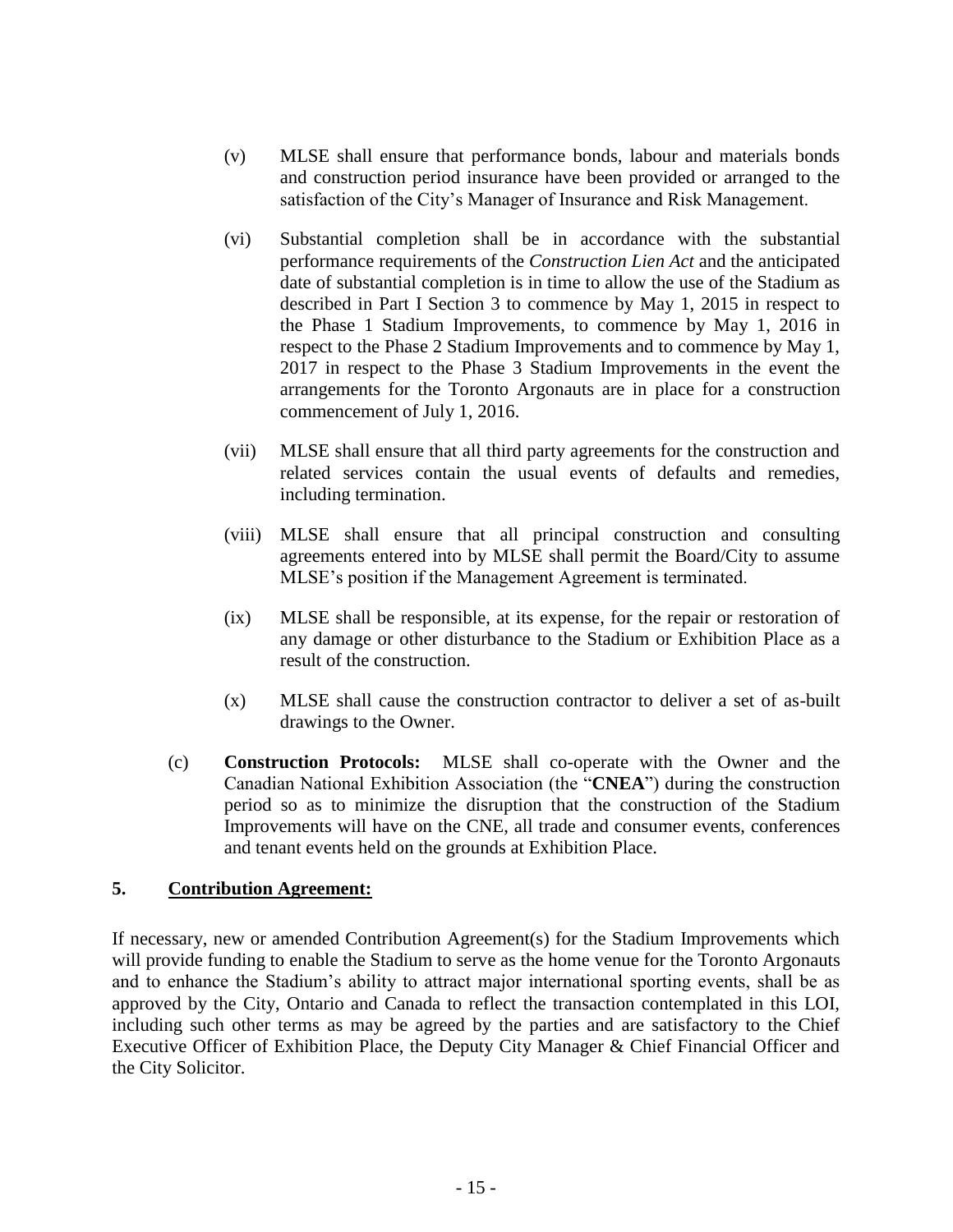(v) MLSE shall ensure that performance bonds, labour and materials bonds and construction period insurance have been provided or arranged to the satisfaction of the City's Manager of Insurance and Risk Management.

(vi) Substantial completion shall be in accordance with the substantial performance requirements of the *Construction Lien Act* and the anticipated date of substantial completion is in time to allow the use of the Stadium as described in Part I Section 3 to commence by May 1, 2015 in respect to the Phase 1 Stadium Improvements, to commence by May 1, 2016 in respect to the Phase 2 Stadium Improvements and to commence by May 1, 2017 in respect to the Phase 3 Stadium Improvements in the event the arrangements for the Toronto Argonauts are in place for a construction commencement of July 1, 2016.

(vii) MLSE shall ensure that all third party agreements for the construction and related services contain the usual events of defaults and remedies, including termination.

(viii) MLSE shall ensure that all principal construction and consulting agreements entered into by MLSE shall permit the Board/City to assume MLSE's position if the Management Agreement is terminated.

(ix) MLSE shall be responsible, at its expense, for the repair or restoration of any damage or other disturbance to the Stadium or Exhibition Place as a result of the construction.

(x) MLSE shall cause the construction contractor to deliver a set of as-built drawings to the Owner.

(c) **Construction Protocols:** MLSE shall co-operate with the Owner and the Canadian National Exhibition Association (the "**CNEA**") during the construction period so as to minimize the disruption that the construction of the Stadium Improvements will have on the CNE, all trade and consumer events, conferences and tenant events held on the grounds at Exhibition Place.

## 5. Contribution Agreement:

If necessary, new or amended Contribution Agreement(s) for the Stadium Improvements which will provide funding to enable the Stadium to serve as the home venue for the Toronto Argonauts and to enhance the Stadium's ability to attract major international sporting events, shall be as approved by the City, Ontario and Canada to reflect the transaction contemplated in this LOI, including such other terms as may be agreed by the parties and are satisfactory to the Chief Executive Officer of Exhibition Place, the Deputy City Manager & Chief Financial Officer and the City Solicitor.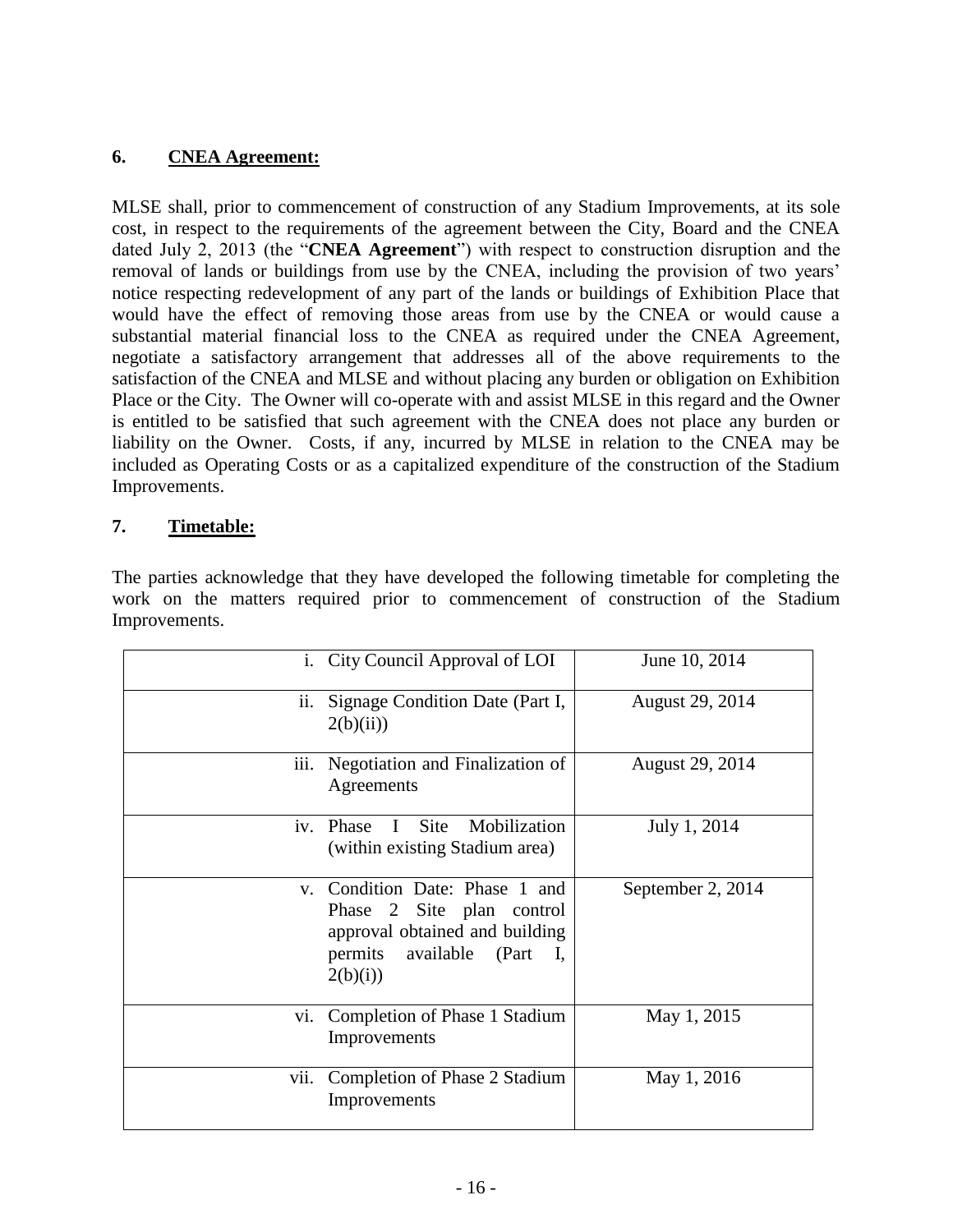## 6. CNEA Agreement:

MLSE shall, prior to commencement of construction of any Stadium Improvements, at its sole cost, in respect to the requirements of the agreement between the City, Board and the CNEA dated July 2, 2013 (the "**CNEA Agreement**") with respect to construction disruption and the removal of lands or buildings from use by the CNEA, including the provision of two years' notice respecting redevelopment of any part of the lands or buildings of Exhibition Place that would have the effect of removing those areas from use by the CNEA or would cause a substantial material financial loss to the CNEA as required under the CNEA Agreement, negotiate a satisfactory arrangement that addresses all of the above requirements to the satisfaction of the CNEA and MLSE and without placing any burden or obligation on Exhibition Place or the City. The Owner will co-operate with and assist MLSE in this regard and the Owner is entitled to be satisfied that such agreement with the CNEA does not place any burden or liability on the Owner. Costs, if any, incurred by MLSE in relation to the CNEA may be included as Operating Costs or as a capitalized expenditure of the construction of the Stadium Improvements.

## 7. Timetable:

The parties acknowledge that they have developed the following timetable for completing the work on the matters required prior to commencement of construction of the Stadium Improvements.

| | |
|---|---|
| i. City Council Approval of LOI | June 10, 2014 |
| ii. Signage Condition Date (Part I, 2(b)(ii)) | August 29, 2014 |
| iii. Negotiation and Finalization of Agreements | August 29, 2014 |
| iv. Phase I Site Mobilization (within existing Stadium area) | July 1, 2014 |
| v. Condition Date: Phase 1 and Phase 2 Site plan control approval obtained and building permits available (Part I, 2(b)(i)) | September 2, 2014 |
| vi. Completion of Phase 1 Stadium Improvements | May 1, 2015 |
| vii. Completion of Phase 2 Stadium Improvements | May 1, 2016 |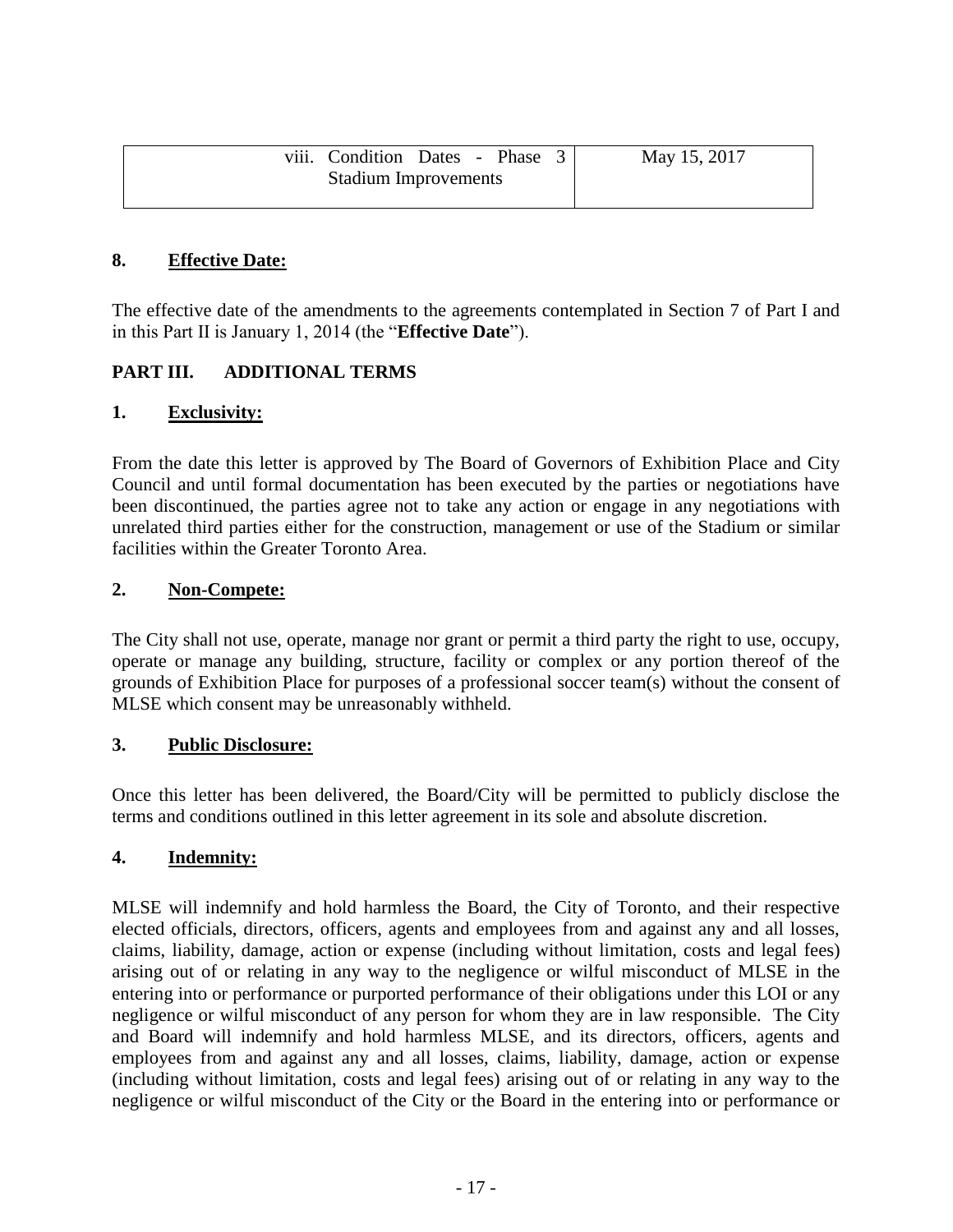| viii. Condition Dates - Phase 3 Stadium Improvements | May 15, 2017 |
|---|---|

## 8. Effective Date:

The effective date of the amendments to the agreements contemplated in Section 7 of Part I and in this Part II is January 1, 2014 (the "**Effective Date**").

## PART III. ADDITIONAL TERMS

## 1. Exclusivity:

From the date this letter is approved by The Board of Governors of Exhibition Place and City Council and until formal documentation has been executed by the parties or negotiations have been discontinued, the parties agree not to take any action or engage in any negotiations with unrelated third parties either for the construction, management or use of the Stadium or similar facilities within the Greater Toronto Area.

## 2. Non-Compete:

The City shall not use, operate, manage nor grant or permit a third party the right to use, occupy, operate or manage any building, structure, facility or complex or any portion thereof of the grounds of Exhibition Place for purposes of a professional soccer team(s) without the consent of MLSE which consent may be unreasonably withheld.

## 3. Public Disclosure:

Once this letter has been delivered, the Board/City will be permitted to publicly disclose the terms and conditions outlined in this letter agreement in its sole and absolute discretion.

## 4. Indemnity:

MLSE will indemnify and hold harmless the Board, the City of Toronto, and their respective elected officials, directors, officers, agents and employees from and against any and all losses, claims, liability, damage, action or expense (including without limitation, costs and legal fees) arising out of or relating in any way to the negligence or wilful misconduct of MLSE in the entering into or performance or purported performance of their obligations under this LOI or any negligence or wilful misconduct of any person for whom they are in law responsible. The City and Board will indemnify and hold harmless MLSE, and its directors, officers, agents and employees from and against any and all losses, claims, liability, damage, action or expense (including without limitation, costs and legal fees) arising out of or relating in any way to the negligence or wilful misconduct of the City or the Board in the entering into or performance or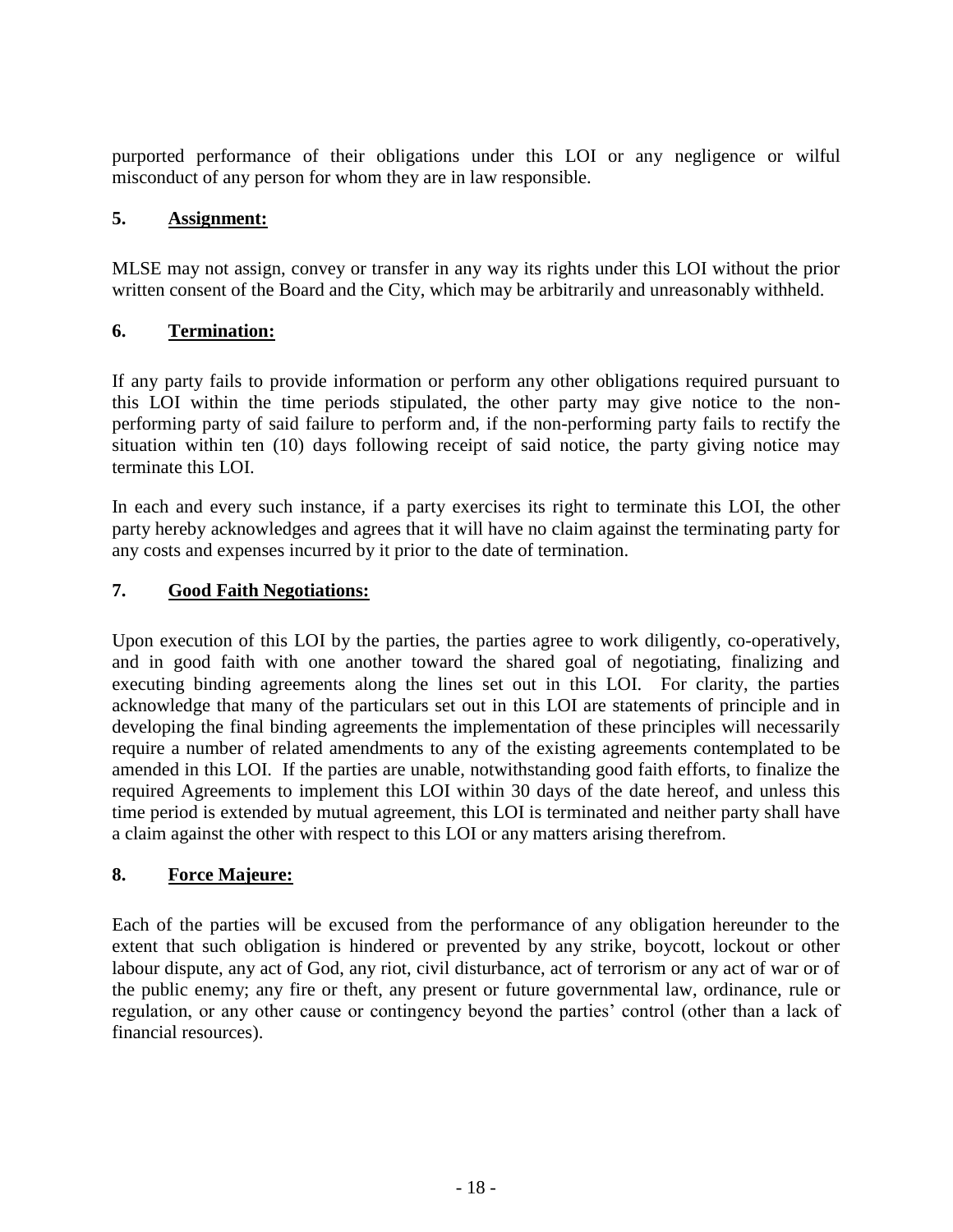purported performance of their obligations under this LOI or any negligence or wilful misconduct of any person for whom they are in law responsible.

### 5. Assignment:

MLSE may not assign, convey or transfer in any way its rights under this LOI without the prior written consent of the Board and the City, which may be arbitrarily and unreasonably withheld.

### 6. Termination:

If any party fails to provide information or perform any other obligations required pursuant to this LOI within the time periods stipulated, the other party may give notice to the non-performing party of said failure to perform and, if the non-performing party fails to rectify the situation within ten (10) days following receipt of said notice, the party giving notice may terminate this LOI.

In each and every such instance, if a party exercises its right to terminate this LOI, the other party hereby acknowledges and agrees that it will have no claim against the terminating party for any costs and expenses incurred by it prior to the date of termination.

### 7. Good Faith Negotiations:

Upon execution of this LOI by the parties, the parties agree to work diligently, co-operatively, and in good faith with one another toward the shared goal of negotiating, finalizing and executing binding agreements along the lines set out in this LOI. For clarity, the parties acknowledge that many of the particulars set out in this LOI are statements of principle and in developing the final binding agreements the implementation of these principles will necessarily require a number of related amendments to any of the existing agreements contemplated to be amended in this LOI. If the parties are unable, notwithstanding good faith efforts, to finalize the required Agreements to implement this LOI within 30 days of the date hereof, and unless this time period is extended by mutual agreement, this LOI is terminated and neither party shall have a claim against the other with respect to this LOI or any matters arising therefrom.

### 8. Force Majeure:

Each of the parties will be excused from the performance of any obligation hereunder to the extent that such obligation is hindered or prevented by any strike, boycott, lockout or other labour dispute, any act of God, any riot, civil disturbance, act of terrorism or any act of war or of the public enemy; any fire or theft, any present or future governmental law, ordinance, rule or regulation, or any other cause or contingency beyond the parties' control (other than a lack of financial resources).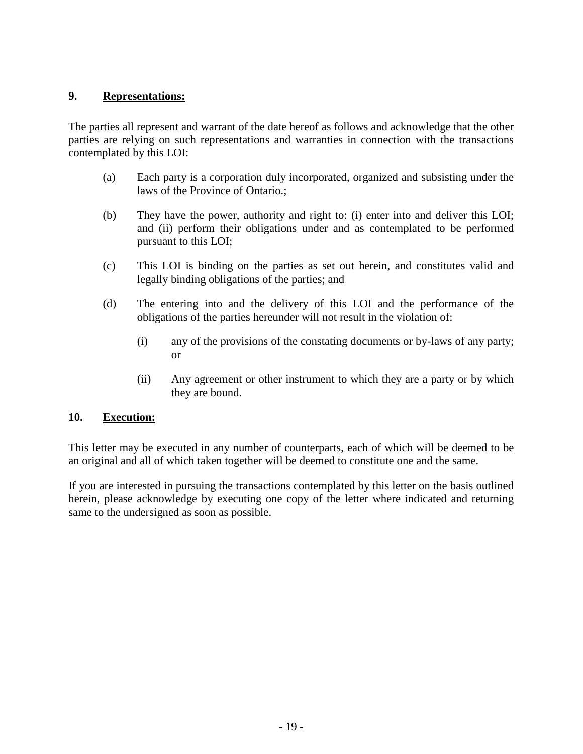## 9. **Representations:**

The parties all represent and warrant of the date hereof as follows and acknowledge that the other parties are relying on such representations and warranties in connection with the transactions contemplated by this LOI:

(a) Each party is a corporation duly incorporated, organized and subsisting under the laws of the Province of Ontario.;

(b) They have the power, authority and right to: (i) enter into and deliver this LOI; and (ii) perform their obligations under and as contemplated to be performed pursuant to this LOI;

(c) This LOI is binding on the parties as set out herein, and constitutes valid and legally binding obligations of the parties; and

(d) The entering into and the delivery of this LOI and the performance of the obligations of the parties hereunder will not result in the violation of:

   (i) any of the provisions of the constating documents or by-laws of any party; or

   (ii) Any agreement or other instrument to which they are a party or by which they are bound.

## 10. **Execution:**

This letter may be executed in any number of counterparts, each of which will be deemed to be an original and all of which taken together will be deemed to constitute one and the same.

If you are interested in pursuing the transactions contemplated by this letter on the basis outlined herein, please acknowledge by executing one copy of the letter where indicated and returning same to the undersigned as soon as possible.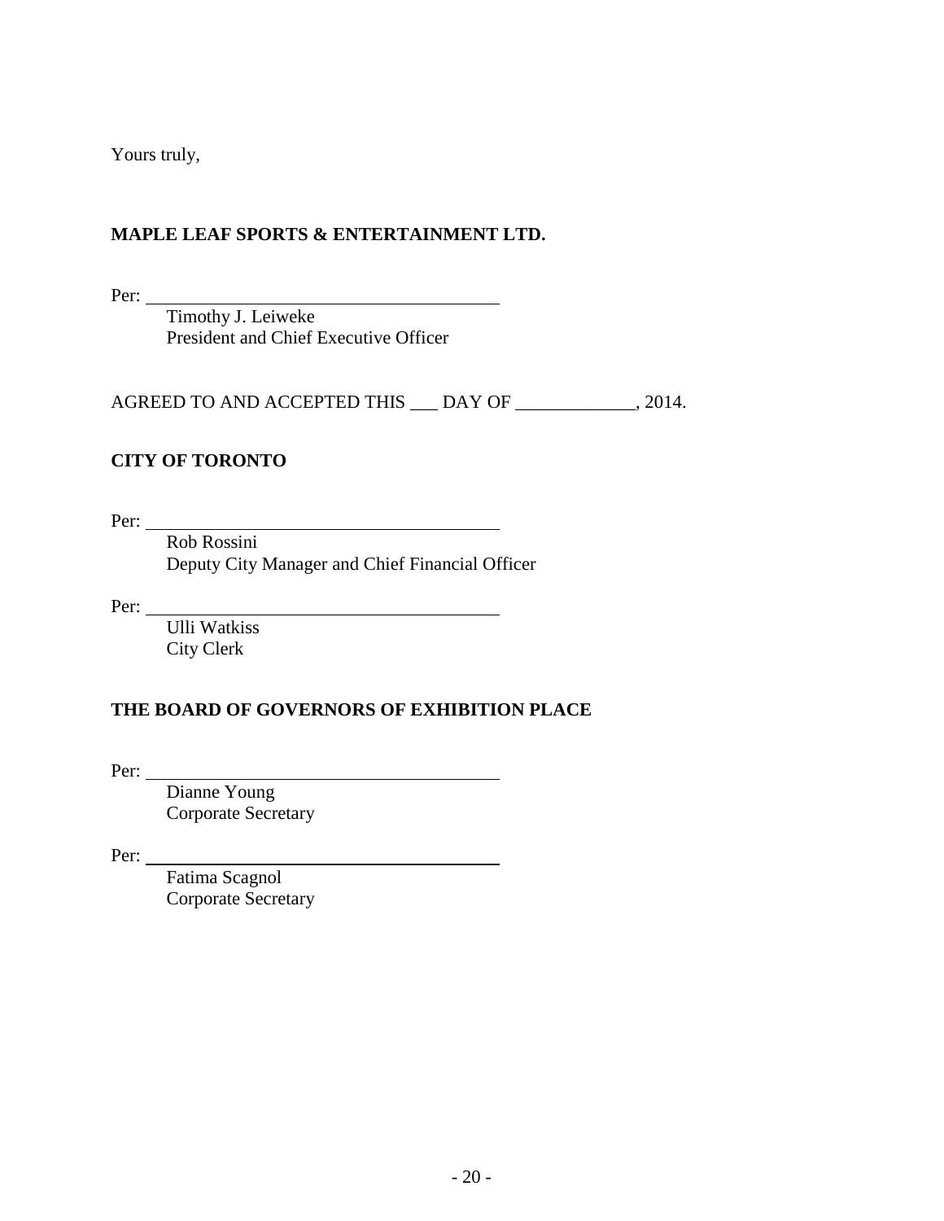Yours truly,

**MAPLE LEAF SPORTS & ENTERTAINMENT LTD.**

Per: \_\_\_\_\_\_\_\_\_\_\_\_\_\_\_\_\_\_\_\_\_\_\_\_\_\_\_\_\_\_\_\_\_\_\_\_\_\_\_\_

Timothy J. Leiweke
President and Chief Executive Officer

AGREED TO AND ACCEPTED THIS ___ DAY OF _____________, 2014.

**CITY OF TORONTO**

Per: \_\_\_\_\_\_\_\_\_\_\_\_\_\_\_\_\_\_\_\_\_\_\_\_\_\_\_\_\_\_\_\_\_\_\_\_\_\_\_\_

Rob Rossini
Deputy City Manager and Chief Financial Officer

Per: \_\_\_\_\_\_\_\_\_\_\_\_\_\_\_\_\_\_\_\_\_\_\_\_\_\_\_\_\_\_\_\_\_\_\_\_\_\_\_\_

Ulli Watkiss
City Clerk

**THE BOARD OF GOVERNORS OF EXHIBITION PLACE**

Per: \_\_\_\_\_\_\_\_\_\_\_\_\_\_\_\_\_\_\_\_\_\_\_\_\_\_\_\_\_\_\_\_\_\_\_\_\_\_\_\_

Dianne Young
Corporate Secretary

Per: \_\_\_\_\_\_\_\_\_\_\_\_\_\_\_\_\_\_\_\_\_\_\_\_\_\_\_\_\_\_\_\_\_\_\_\_\_\_\_\_

Fatima Scagnol
Corporate Secretary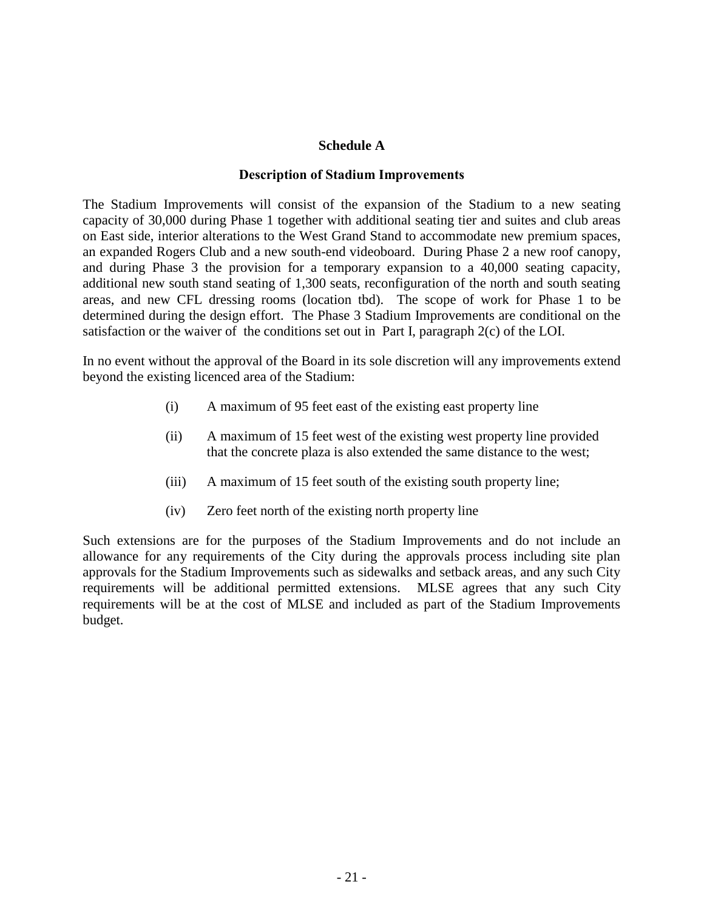## Schedule A

### Description of Stadium Improvements

The Stadium Improvements will consist of the expansion of the Stadium to a new seating capacity of 30,000 during Phase 1 together with additional seating tier and suites and club areas on East side, interior alterations to the West Grand Stand to accommodate new premium spaces, an expanded Rogers Club and a new south-end videoboard. During Phase 2 a new roof canopy, and during Phase 3 the provision for a temporary expansion to a 40,000 seating capacity, additional new south stand seating of 1,300 seats, reconfiguration of the north and south seating areas, and new CFL dressing rooms (location tbd). The scope of work for Phase 1 to be determined during the design effort. The Phase 3 Stadium Improvements are conditional on the satisfaction or the waiver of the conditions set out in Part I, paragraph 2(c) of the LOI.

In no event without the approval of the Board in its sole discretion will any improvements extend beyond the existing licenced area of the Stadium:

(i) A maximum of 95 feet east of the existing east property line

(ii) A maximum of 15 feet west of the existing west property line provided that the concrete plaza is also extended the same distance to the west;

(iii) A maximum of 15 feet south of the existing south property line;

(iv) Zero feet north of the existing north property line

Such extensions are for the purposes of the Stadium Improvements and do not include an allowance for any requirements of the City during the approvals process including site plan approvals for the Stadium Improvements such as sidewalks and setback areas, and any such City requirements will be additional permitted extensions. MLSE agrees that any such City requirements will be at the cost of MLSE and included as part of the Stadium Improvements budget.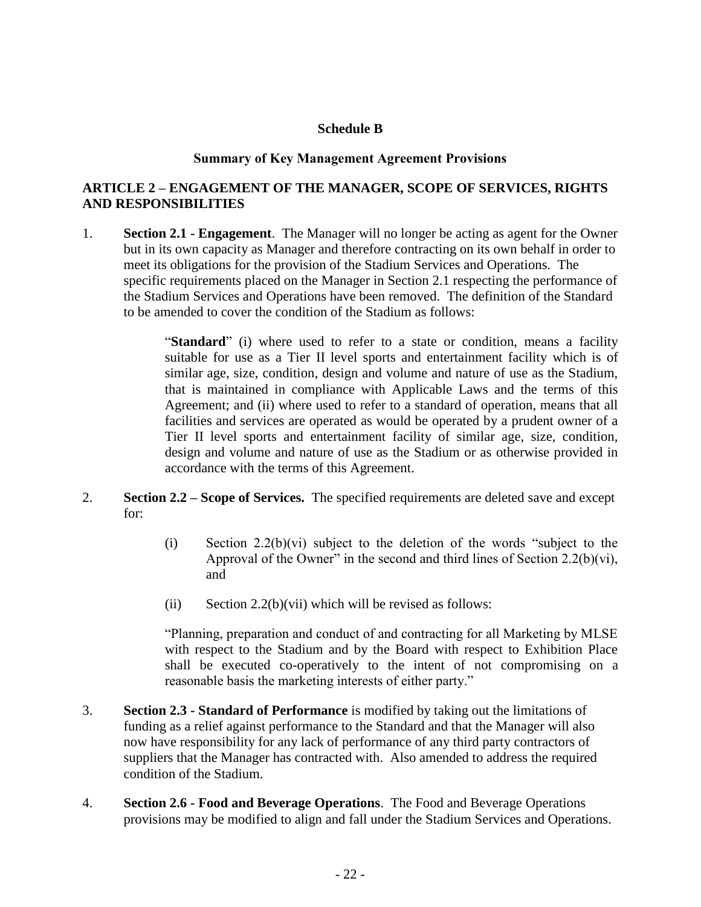**Schedule B**

**Summary of Key Management Agreement Provisions**

## ARTICLE 2 – ENGAGEMENT OF THE MANAGER, SCOPE OF SERVICES, RIGHTS AND RESPONSIBILITIES

1. **Section 2.1 - Engagement**. The Manager will no longer be acting as agent for the Owner but in its own capacity as Manager and therefore contracting on its own behalf in order to meet its obligations for the provision of the Stadium Services and Operations. The specific requirements placed on the Manager in Section 2.1 respecting the performance of the Stadium Services and Operations have been removed. The definition of the Standard to be amended to cover the condition of the Stadium as follows:

   > "**Standard**" (i) where used to refer to a state or condition, means a facility suitable for use as a Tier II level sports and entertainment facility which is of similar age, size, condition, design and volume and nature of use as the Stadium, that is maintained in compliance with Applicable Laws and the terms of this Agreement; and (ii) where used to refer to a standard of operation, means that all facilities and services are operated as would be operated by a prudent owner of a Tier II level sports and entertainment facility of similar age, size, condition, design and volume and nature of use as the Stadium or as otherwise provided in accordance with the terms of this Agreement.

2. **Section 2.2 – Scope of Services.** The specified requirements are deleted save and except for:

   (i) Section 2.2(b)(vi) subject to the deletion of the words "subject to the Approval of the Owner" in the second and third lines of Section 2.2(b)(vi), and

   (ii) Section 2.2(b)(vii) which will be revised as follows:

   "Planning, preparation and conduct of and contracting for all Marketing by MLSE with respect to the Stadium and by the Board with respect to Exhibition Place shall be executed co-operatively to the intent of not compromising on a reasonable basis the marketing interests of either party."

3. **Section 2.3 - Standard of Performance** is modified by taking out the limitations of funding as a relief against performance to the Standard and that the Manager will also now have responsibility for any lack of performance of any third party contractors of suppliers that the Manager has contracted with. Also amended to address the required condition of the Stadium.

4. **Section 2.6 - Food and Beverage Operations**. The Food and Beverage Operations provisions may be modified to align and fall under the Stadium Services and Operations.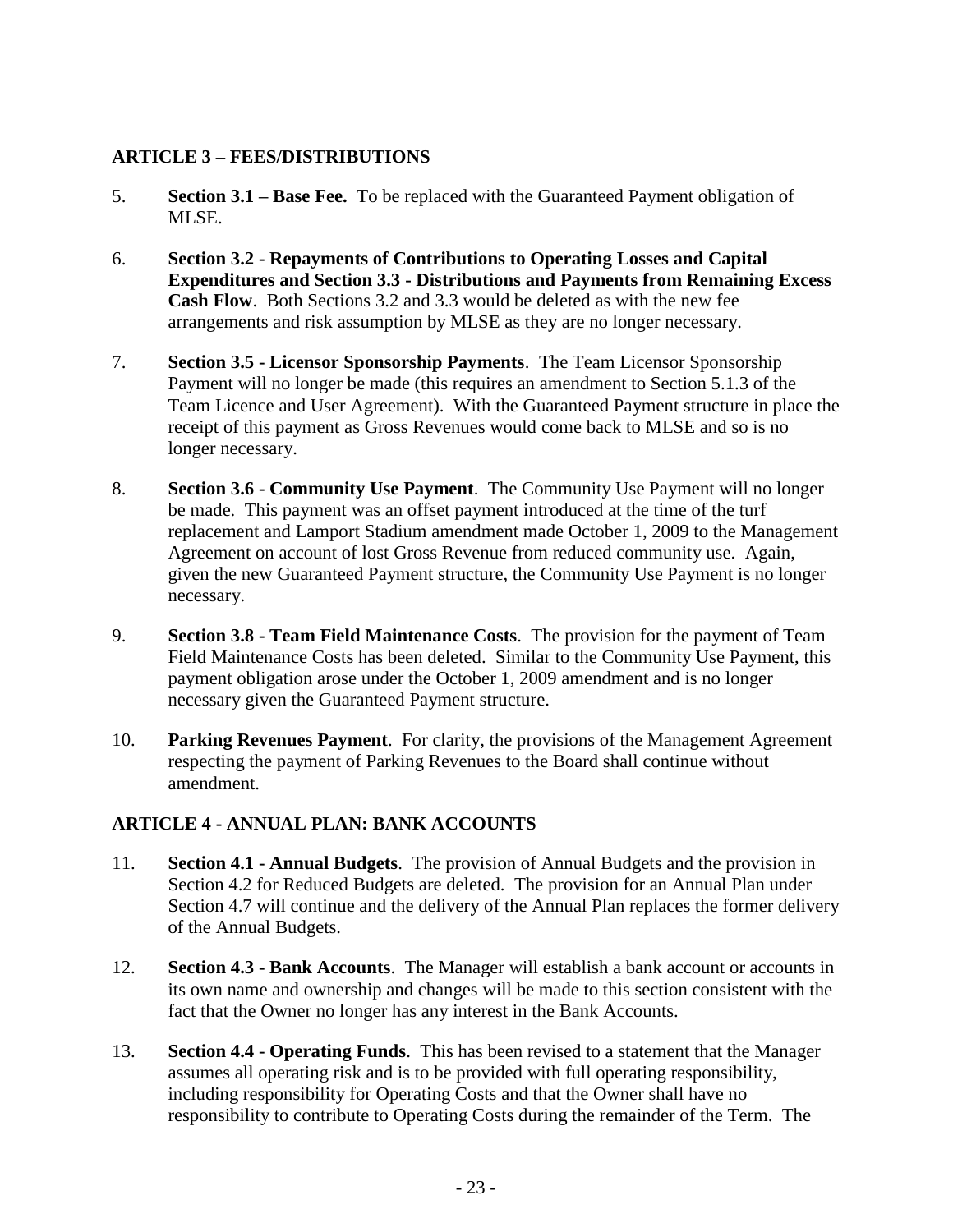## ARTICLE 3 – FEES/DISTRIBUTIONS

5. **Section 3.1 – Base Fee.** To be replaced with the Guaranteed Payment obligation of MLSE.

6. **Section 3.2 - Repayments of Contributions to Operating Losses and Capital Expenditures and Section 3.3 - Distributions and Payments from Remaining Excess Cash Flow**. Both Sections 3.2 and 3.3 would be deleted as with the new fee arrangements and risk assumption by MLSE as they are no longer necessary.

7. **Section 3.5 - Licensor Sponsorship Payments**. The Team Licensor Sponsorship Payment will no longer be made (this requires an amendment to Section 5.1.3 of the Team Licence and User Agreement). With the Guaranteed Payment structure in place the receipt of this payment as Gross Revenues would come back to MLSE and so is no longer necessary.

8. **Section 3.6 - Community Use Payment**. The Community Use Payment will no longer be made. This payment was an offset payment introduced at the time of the turf replacement and Lamport Stadium amendment made October 1, 2009 to the Management Agreement on account of lost Gross Revenue from reduced community use. Again, given the new Guaranteed Payment structure, the Community Use Payment is no longer necessary.

9. **Section 3.8 - Team Field Maintenance Costs**. The provision for the payment of Team Field Maintenance Costs has been deleted. Similar to the Community Use Payment, this payment obligation arose under the October 1, 2009 amendment and is no longer necessary given the Guaranteed Payment structure.

10. **Parking Revenues Payment**. For clarity, the provisions of the Management Agreement respecting the payment of Parking Revenues to the Board shall continue without amendment.

## ARTICLE 4 - ANNUAL PLAN: BANK ACCOUNTS

11. **Section 4.1 - Annual Budgets**. The provision of Annual Budgets and the provision in Section 4.2 for Reduced Budgets are deleted. The provision for an Annual Plan under Section 4.7 will continue and the delivery of the Annual Plan replaces the former delivery of the Annual Budgets.

12. **Section 4.3 - Bank Accounts**. The Manager will establish a bank account or accounts in its own name and ownership and changes will be made to this section consistent with the fact that the Owner no longer has any interest in the Bank Accounts.

13. **Section 4.4 - Operating Funds**. This has been revised to a statement that the Manager assumes all operating risk and is to be provided with full operating responsibility, including responsibility for Operating Costs and that the Owner shall have no responsibility to contribute to Operating Costs during the remainder of the Term. The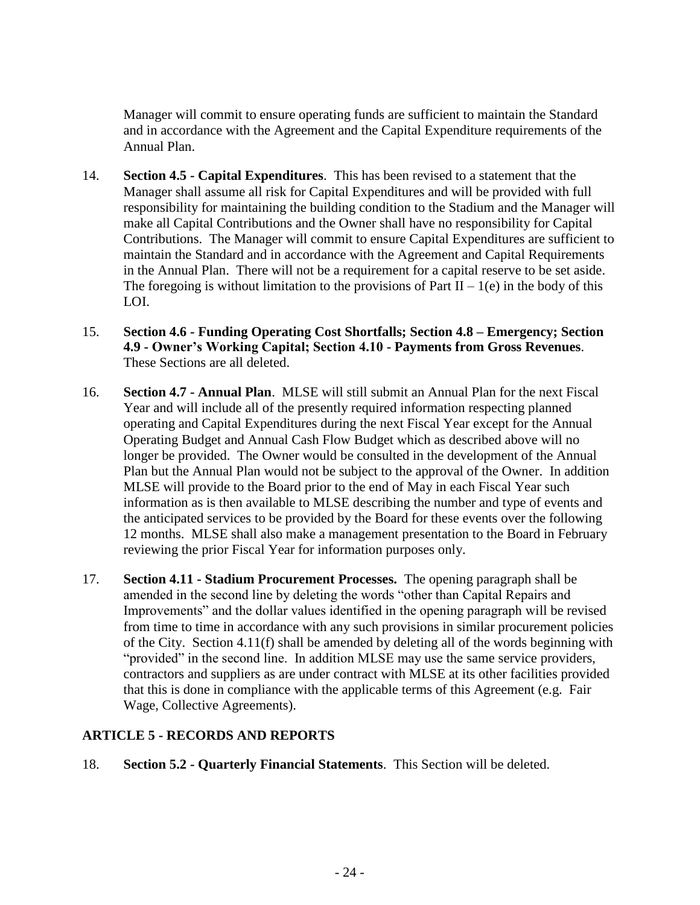Manager will commit to ensure operating funds are sufficient to maintain the Standard and in accordance with the Agreement and the Capital Expenditure requirements of the Annual Plan.

14. **Section 4.5 - Capital Expenditures**. This has been revised to a statement that the Manager shall assume all risk for Capital Expenditures and will be provided with full responsibility for maintaining the building condition to the Stadium and the Manager will make all Capital Contributions and the Owner shall have no responsibility for Capital Contributions. The Manager will commit to ensure Capital Expenditures are sufficient to maintain the Standard and in accordance with the Agreement and Capital Requirements in the Annual Plan. There will not be a requirement for a capital reserve to be set aside. The foregoing is without limitation to the provisions of Part II – 1(e) in the body of this LOI.

15. **Section 4.6 - Funding Operating Cost Shortfalls; Section 4.8 – Emergency; Section 4.9 - Owner's Working Capital; Section 4.10 - Payments from Gross Revenues**. These Sections are all deleted.

16. **Section 4.7 - Annual Plan**. MLSE will still submit an Annual Plan for the next Fiscal Year and will include all of the presently required information respecting planned operating and Capital Expenditures during the next Fiscal Year except for the Annual Operating Budget and Annual Cash Flow Budget which as described above will no longer be provided. The Owner would be consulted in the development of the Annual Plan but the Annual Plan would not be subject to the approval of the Owner. In addition MLSE will provide to the Board prior to the end of May in each Fiscal Year such information as is then available to MLSE describing the number and type of events and the anticipated services to be provided by the Board for these events over the following 12 months. MLSE shall also make a management presentation to the Board in February reviewing the prior Fiscal Year for information purposes only.

17. **Section 4.11 - Stadium Procurement Processes.** The opening paragraph shall be amended in the second line by deleting the words "other than Capital Repairs and Improvements" and the dollar values identified in the opening paragraph will be revised from time to time in accordance with any such provisions in similar procurement policies of the City. Section 4.11(f) shall be amended by deleting all of the words beginning with "provided" in the second line. In addition MLSE may use the same service providers, contractors and suppliers as are under contract with MLSE at its other facilities provided that this is done in compliance with the applicable terms of this Agreement (e.g. Fair Wage, Collective Agreements).

## ARTICLE 5 - RECORDS AND REPORTS

18. **Section 5.2 - Quarterly Financial Statements**. This Section will be deleted.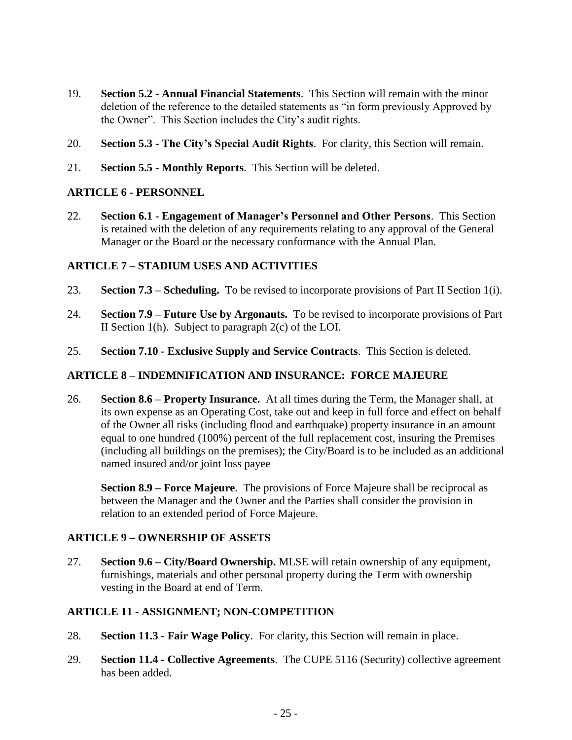19. **Section 5.2 - Annual Financial Statements**. This Section will remain with the minor deletion of the reference to the detailed statements as "in form previously Approved by the Owner". This Section includes the City's audit rights.

20. **Section 5.3 - The City's Special Audit Rights**. For clarity, this Section will remain.

21. **Section 5.5 - Monthly Reports**. This Section will be deleted.

### ARTICLE 6 - PERSONNEL

22. **Section 6.1 - Engagement of Manager's Personnel and Other Persons**. This Section is retained with the deletion of any requirements relating to any approval of the General Manager or the Board or the necessary conformance with the Annual Plan.

### ARTICLE 7 – STADIUM USES AND ACTIVITIES

23. **Section 7.3 – Scheduling.** To be revised to incorporate provisions of Part II Section 1(i).

24. **Section 7.9 – Future Use by Argonauts.** To be revised to incorporate provisions of Part II Section 1(h). Subject to paragraph 2(c) of the LOI.

25. **Section 7.10 - Exclusive Supply and Service Contracts**. This Section is deleted.

### ARTICLE 8 – INDEMNIFICATION AND INSURANCE: FORCE MAJEURE

26. **Section 8.6 – Property Insurance.** At all times during the Term, the Manager shall, at its own expense as an Operating Cost, take out and keep in full force and effect on behalf of the Owner all risks (including flood and earthquake) property insurance in an amount equal to one hundred (100%) percent of the full replacement cost, insuring the Premises (including all buildings on the premises); the City/Board is to be included as an additional named insured and/or joint loss payee

    **Section 8.9 – Force Majeure**. The provisions of Force Majeure shall be reciprocal as between the Manager and the Owner and the Parties shall consider the provision in relation to an extended period of Force Majeure.

### ARTICLE 9 – OWNERSHIP OF ASSETS

27. **Section 9.6 – City/Board Ownership.** MLSE will retain ownership of any equipment, furnishings, materials and other personal property during the Term with ownership vesting in the Board at end of Term.

### ARTICLE 11 - ASSIGNMENT; NON-COMPETITION

28. **Section 11.3 - Fair Wage Policy**. For clarity, this Section will remain in place.

29. **Section 11.4 - Collective Agreements**. The CUPE 5116 (Security) collective agreement has been added.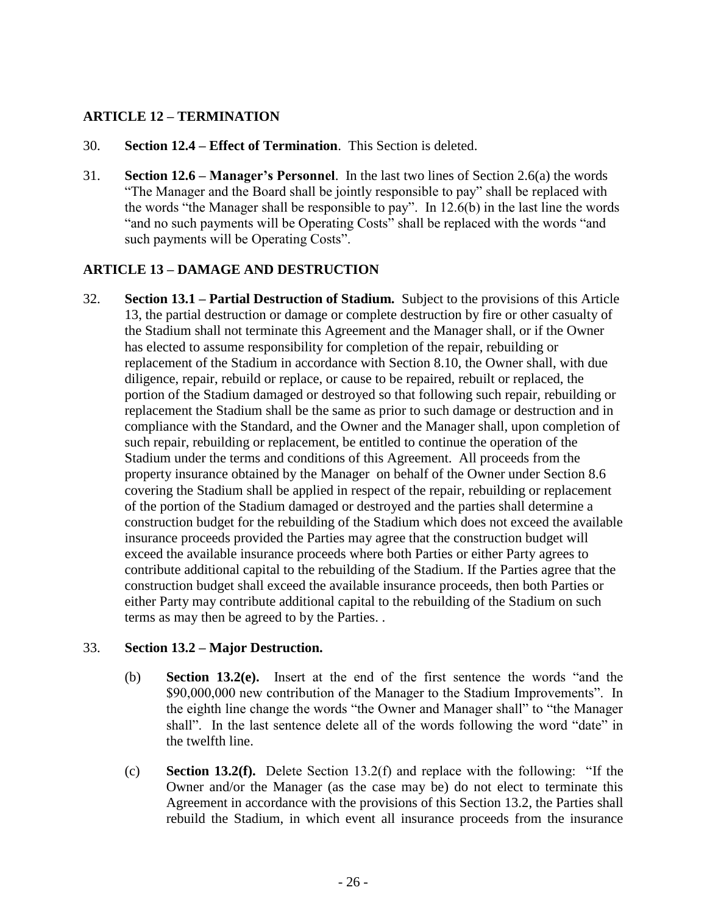## ARTICLE 12 – TERMINATION

30. **Section 12.4 – Effect of Termination**. This Section is deleted.

31. **Section 12.6 – Manager's Personnel**. In the last two lines of Section 2.6(a) the words "The Manager and the Board shall be jointly responsible to pay" shall be replaced with the words "the Manager shall be responsible to pay". In 12.6(b) in the last line the words "and no such payments will be Operating Costs" shall be replaced with the words "and such payments will be Operating Costs".

## ARTICLE 13 – DAMAGE AND DESTRUCTION

32. **Section 13.1 – Partial Destruction of Stadium.** Subject to the provisions of this Article 13, the partial destruction or damage or complete destruction by fire or other casualty of the Stadium shall not terminate this Agreement and the Manager shall, or if the Owner has elected to assume responsibility for completion of the repair, rebuilding or replacement of the Stadium in accordance with Section 8.10, the Owner shall, with due diligence, repair, rebuild or replace, or cause to be repaired, rebuilt or replaced, the portion of the Stadium damaged or destroyed so that following such repair, rebuilding or replacement the Stadium shall be the same as prior to such damage or destruction and in compliance with the Standard, and the Owner and the Manager shall, upon completion of such repair, rebuilding or replacement, be entitled to continue the operation of the Stadium under the terms and conditions of this Agreement. All proceeds from the property insurance obtained by the Manager on behalf of the Owner under Section 8.6 covering the Stadium shall be applied in respect of the repair, rebuilding or replacement of the portion of the Stadium damaged or destroyed and the parties shall determine a construction budget for the rebuilding of the Stadium which does not exceed the available insurance proceeds provided the Parties may agree that the construction budget will exceed the available insurance proceeds where both Parties or either Party agrees to contribute additional capital to the rebuilding of the Stadium. If the Parties agree that the construction budget shall exceed the available insurance proceeds, then both Parties or either Party may contribute additional capital to the rebuilding of the Stadium on such terms as may then be agreed to by the Parties. .

33. **Section 13.2 – Major Destruction.**

    (b) **Section 13.2(e).** Insert at the end of the first sentence the words "and the $90,000,000 new contribution of the Manager to the Stadium Improvements". In the eighth line change the words "the Owner and Manager shall" to "the Manager shall". In the last sentence delete all of the words following the word "date" in the twelfth line.

    (c) **Section 13.2(f).** Delete Section 13.2(f) and replace with the following: "If the Owner and/or the Manager (as the case may be) do not elect to terminate this Agreement in accordance with the provisions of this Section 13.2, the Parties shall rebuild the Stadium, in which event all insurance proceeds from the insurance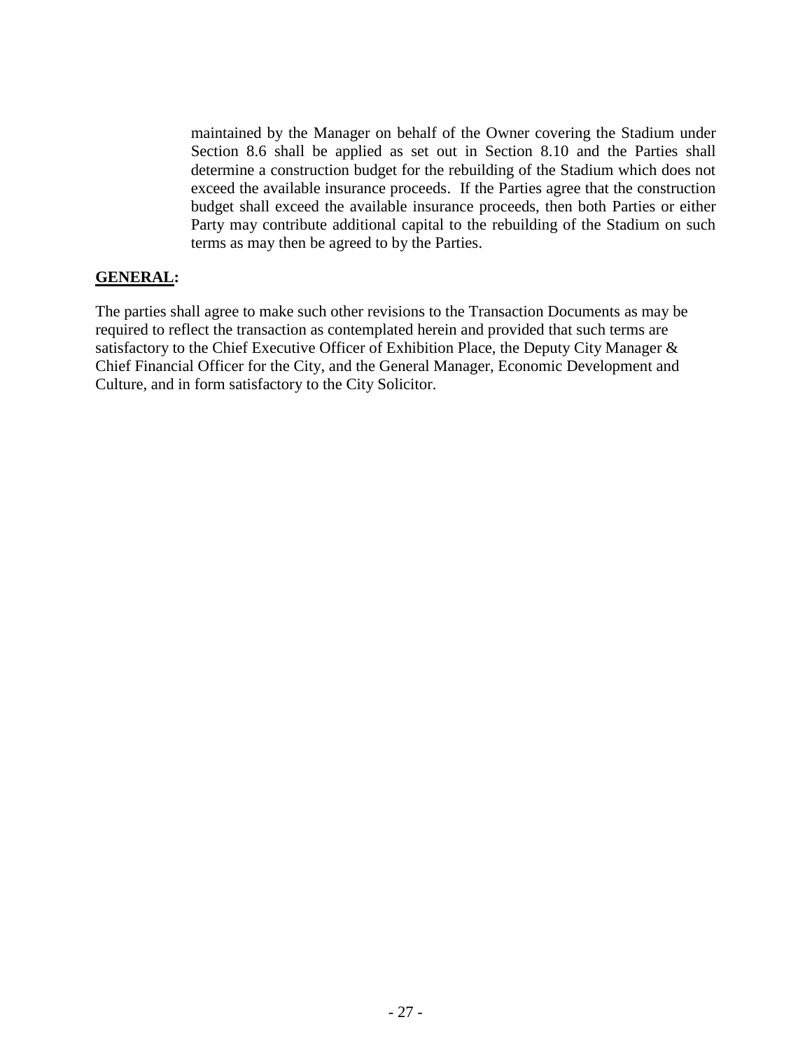maintained by the Manager on behalf of the Owner covering the Stadium under Section 8.6 shall be applied as set out in Section 8.10 and the Parties shall determine a construction budget for the rebuilding of the Stadium which does not exceed the available insurance proceeds. If the Parties agree that the construction budget shall exceed the available insurance proceeds, then both Parties or either Party may contribute additional capital to the rebuilding of the Stadium on such terms as may then be agreed to by the Parties.

**GENERAL:**

The parties shall agree to make such other revisions to the Transaction Documents as may be required to reflect the transaction as contemplated herein and provided that such terms are satisfactory to the Chief Executive Officer of Exhibition Place, the Deputy City Manager & Chief Financial Officer for the City, and the General Manager, Economic Development and Culture, and in form satisfactory to the City Solicitor.